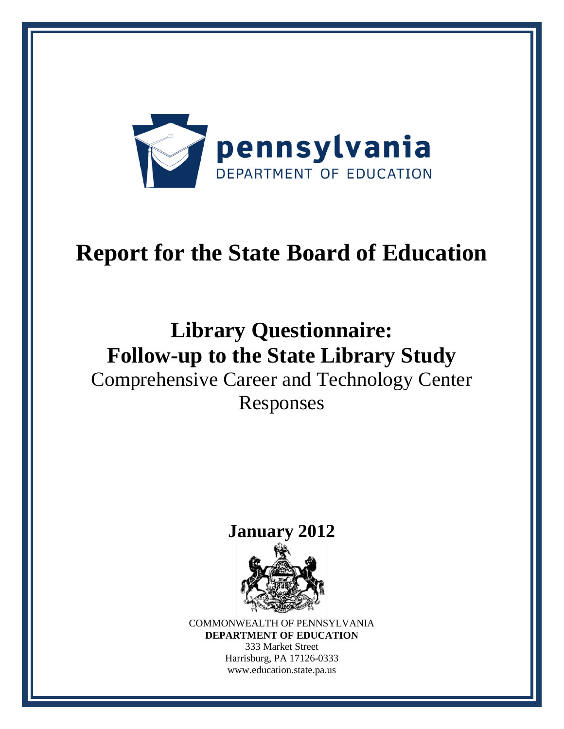pennsylvania
DEPARTMENT OF EDUCATION

# Report for the State Board of Education

## Library Questionnaire: Follow-up to the State Library Study

Comprehensive Career and Technology Center Responses

**January 2012**

COMMONWEALTH OF PENNSYLVANIA
**DEPARTMENT OF EDUCATION**
333 Market Street
Harrisburg, PA 17126-0333
www.education.state.pa.us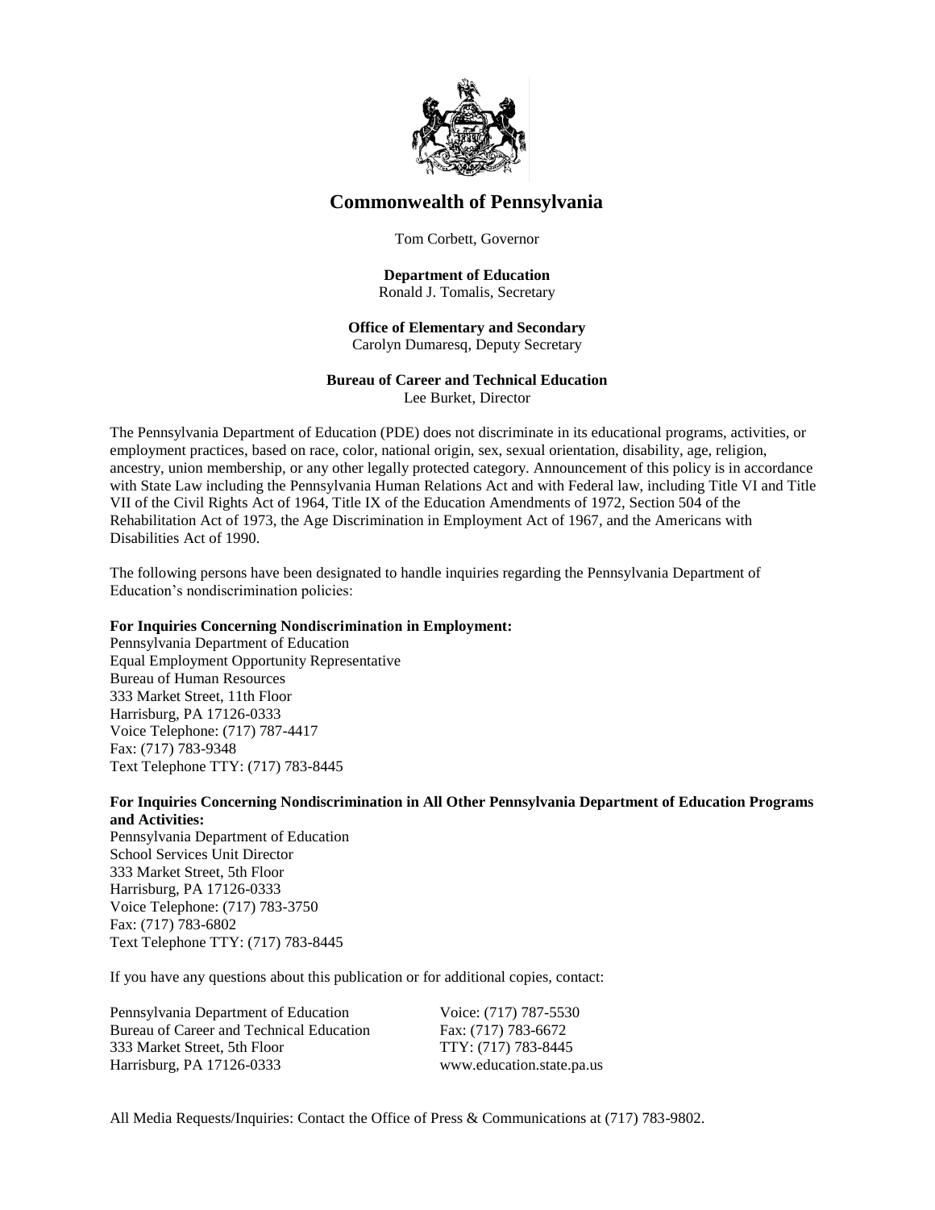# Commonwealth of Pennsylvania

Tom Corbett, Governor

**Department of Education**
Ronald J. Tomalis, Secretary

**Office of Elementary and Secondary**
Carolyn Dumaresq, Deputy Secretary

**Bureau of Career and Technical Education**
Lee Burket, Director

The Pennsylvania Department of Education (PDE) does not discriminate in its educational programs, activities, or employment practices, based on race, color, national origin, sex, sexual orientation, disability, age, religion, ancestry, union membership, or any other legally protected category. Announcement of this policy is in accordance with State Law including the Pennsylvania Human Relations Act and with Federal law, including Title VI and Title VII of the Civil Rights Act of 1964, Title IX of the Education Amendments of 1972, Section 504 of the Rehabilitation Act of 1973, the Age Discrimination in Employment Act of 1967, and the Americans with Disabilities Act of 1990.

The following persons have been designated to handle inquiries regarding the Pennsylvania Department of Education's nondiscrimination policies:

**For Inquiries Concerning Nondiscrimination in Employment:**
Pennsylvania Department of Education
Equal Employment Opportunity Representative
Bureau of Human Resources
333 Market Street, 11th Floor
Harrisburg, PA 17126-0333
Voice Telephone: (717) 787-4417
Fax: (717) 783-9348
Text Telephone TTY: (717) 783-8445

**For Inquiries Concerning Nondiscrimination in All Other Pennsylvania Department of Education Programs and Activities:**
Pennsylvania Department of Education
School Services Unit Director
333 Market Street, 5th Floor
Harrisburg, PA 17126-0333
Voice Telephone: (717) 783-3750
Fax: (717) 783-6802
Text Telephone TTY: (717) 783-8445

If you have any questions about this publication or for additional copies, contact:

Pennsylvania Department of Education
Bureau of Career and Technical Education
333 Market Street, 5th Floor
Harrisburg, PA 17126-0333

Voice: (717) 787-5530
Fax: (717) 783-6672
TTY: (717) 783-8445
www.education.state.pa.us

All Media Requests/Inquiries: Contact the Office of Press & Communications at (717) 783-9802.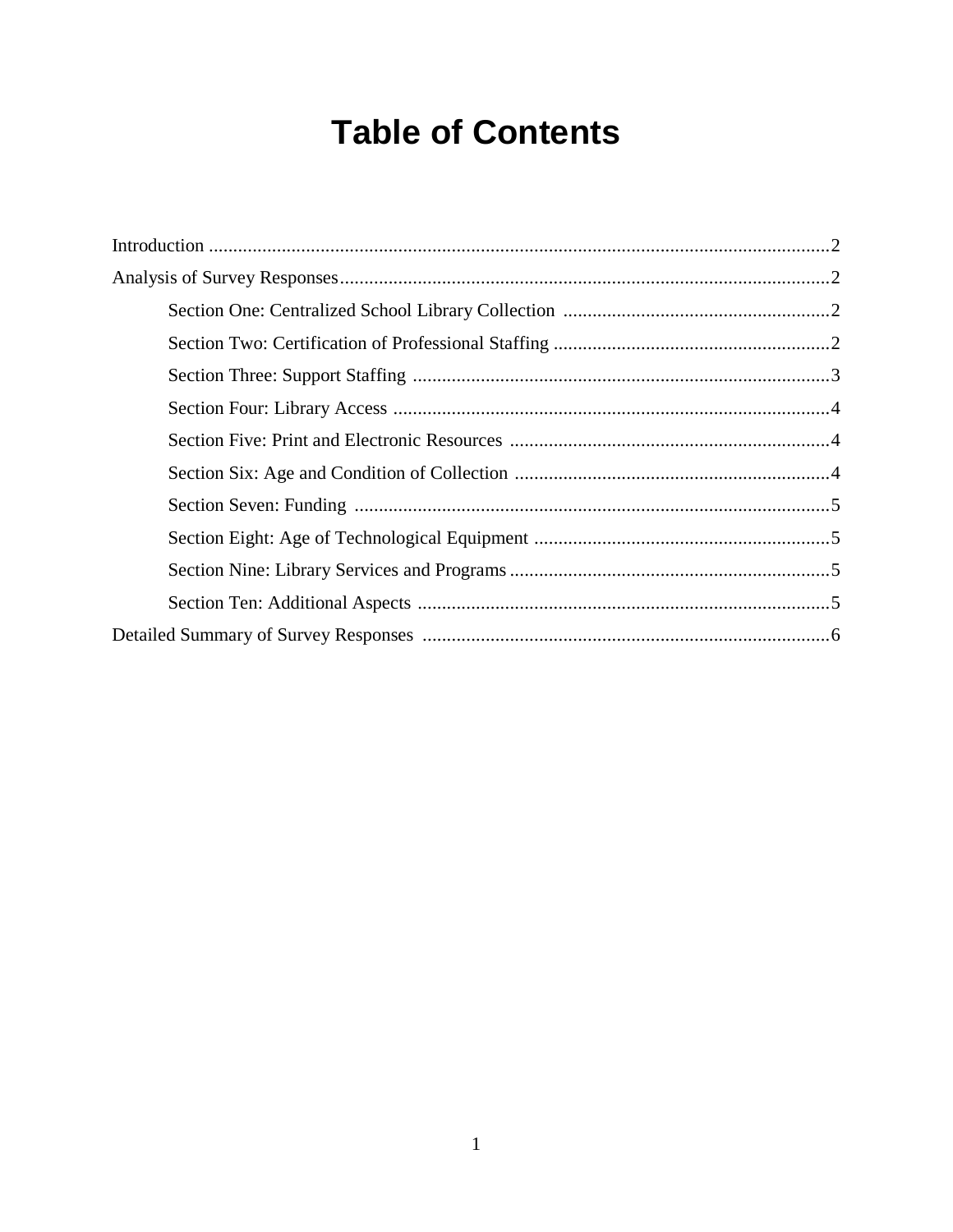# Table of Contents

Introduction ..................................................................................................................2

Analysis of Survey Responses.....................................................................................2

- Section One: Centralized School Library Collection .......................................................2
- Section Two: Certification of Professional Staffing .........................................................2
- Section Three: Support Staffing ......................................................................................3
- Section Four: Library Access ..........................................................................................4
- Section Five: Print and Electronic Resources ..................................................................4
- Section Six: Age and Condition of Collection .................................................................4
- Section Seven: Funding ..................................................................................................5
- Section Eight: Age of Technological Equipment .............................................................5
- Section Nine: Library Services and Programs ..................................................................5
- Section Ten: Additional Aspects .....................................................................................5

Detailed Summary of Survey Responses ....................................................................6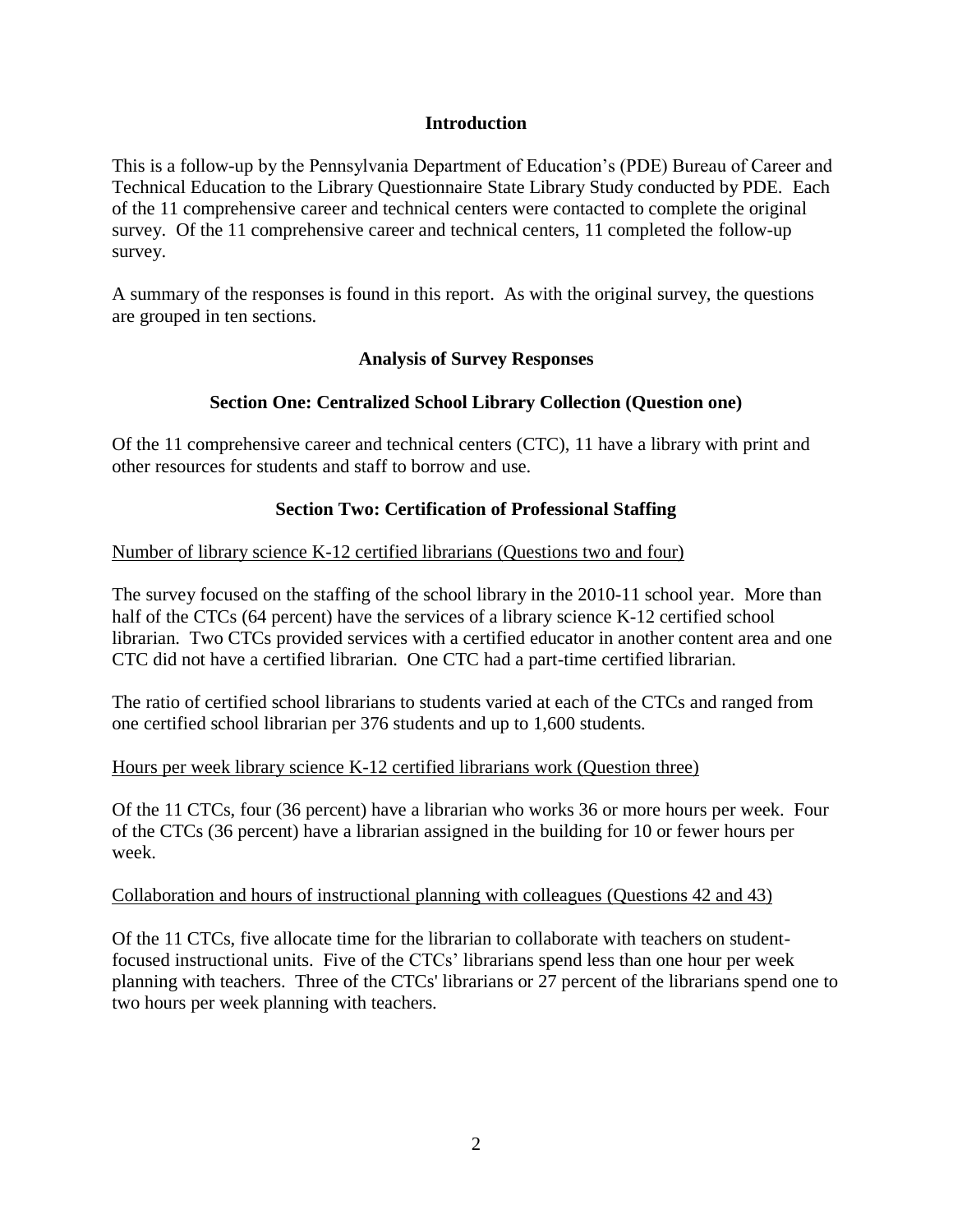## Introduction

This is a follow-up by the Pennsylvania Department of Education's (PDE) Bureau of Career and Technical Education to the Library Questionnaire State Library Study conducted by PDE. Each of the 11 comprehensive career and technical centers were contacted to complete the original survey. Of the 11 comprehensive career and technical centers, 11 completed the follow-up survey.

A summary of the responses is found in this report. As with the original survey, the questions are grouped in ten sections.

## Analysis of Survey Responses

### Section One: Centralized School Library Collection (Question one)

Of the 11 comprehensive career and technical centers (CTC), 11 have a library with print and other resources for students and staff to borrow and use.

### Section Two: Certification of Professional Staffing

Number of library science K-12 certified librarians (Questions two and four)

The survey focused on the staffing of the school library in the 2010-11 school year. More than half of the CTCs (64 percent) have the services of a library science K-12 certified school librarian. Two CTCs provided services with a certified educator in another content area and one CTC did not have a certified librarian. One CTC had a part-time certified librarian.

The ratio of certified school librarians to students varied at each of the CTCs and ranged from one certified school librarian per 376 students and up to 1,600 students.

Hours per week library science K-12 certified librarians work (Question three)

Of the 11 CTCs, four (36 percent) have a librarian who works 36 or more hours per week. Four of the CTCs (36 percent) have a librarian assigned in the building for 10 or fewer hours per week.

Collaboration and hours of instructional planning with colleagues (Questions 42 and 43)

Of the 11 CTCs, five allocate time for the librarian to collaborate with teachers on student-focused instructional units. Five of the CTCs' librarians spend less than one hour per week planning with teachers. Three of the CTCs' librarians or 27 percent of the librarians spend one to two hours per week planning with teachers.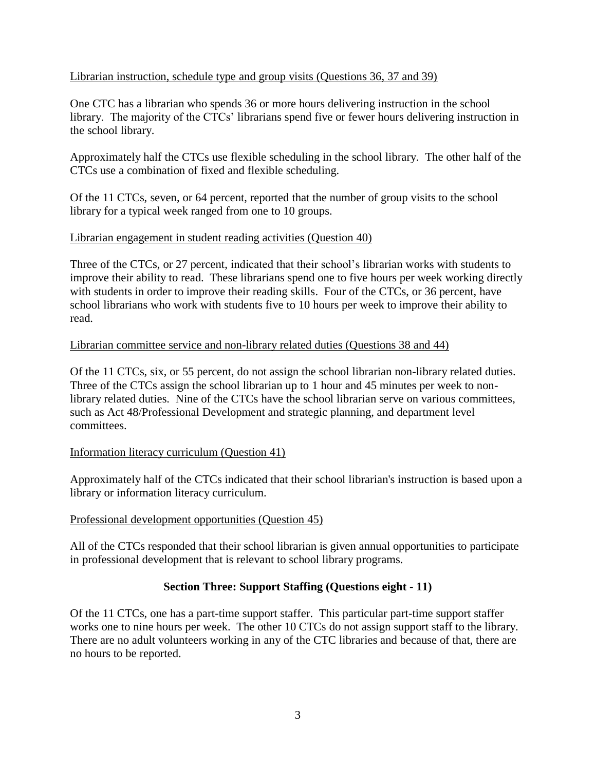Librarian instruction, schedule type and group visits (Questions 36, 37 and 39)

One CTC has a librarian who spends 36 or more hours delivering instruction in the school library. The majority of the CTCs' librarians spend five or fewer hours delivering instruction in the school library.

Approximately half the CTCs use flexible scheduling in the school library. The other half of the CTCs use a combination of fixed and flexible scheduling.

Of the 11 CTCs, seven, or 64 percent, reported that the number of group visits to the school library for a typical week ranged from one to 10 groups.

Librarian engagement in student reading activities (Question 40)

Three of the CTCs, or 27 percent, indicated that their school's librarian works with students to improve their ability to read. These librarians spend one to five hours per week working directly with students in order to improve their reading skills. Four of the CTCs, or 36 percent, have school librarians who work with students five to 10 hours per week to improve their ability to read.

Librarian committee service and non-library related duties (Questions 38 and 44)

Of the 11 CTCs, six, or 55 percent, do not assign the school librarian non-library related duties. Three of the CTCs assign the school librarian up to 1 hour and 45 minutes per week to non-library related duties. Nine of the CTCs have the school librarian serve on various committees, such as Act 48/Professional Development and strategic planning, and department level committees.

Information literacy curriculum (Question 41)

Approximately half of the CTCs indicated that their school librarian's instruction is based upon a library or information literacy curriculum.

Professional development opportunities (Question 45)

All of the CTCs responded that their school librarian is given annual opportunities to participate in professional development that is relevant to school library programs.

## Section Three: Support Staffing (Questions eight - 11)

Of the 11 CTCs, one has a part-time support staffer. This particular part-time support staffer works one to nine hours per week. The other 10 CTCs do not assign support staff to the library. There are no adult volunteers working in any of the CTC libraries and because of that, there are no hours to be reported.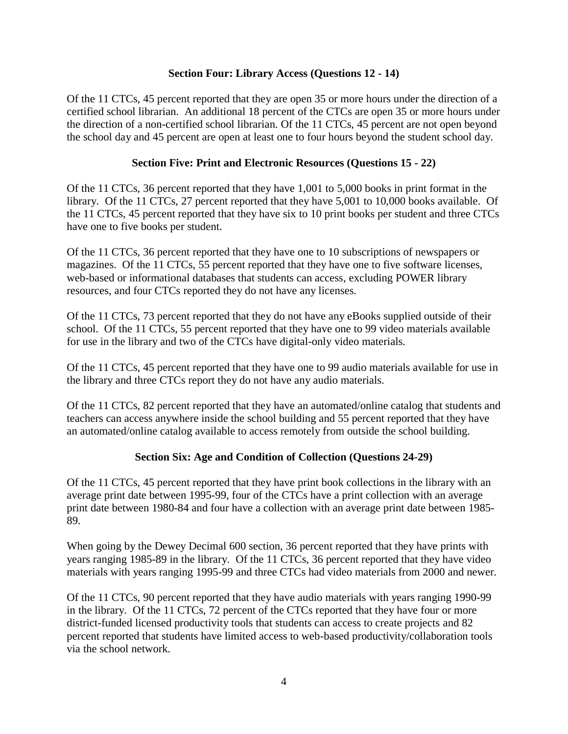## Section Four: Library Access (Questions 12 - 14)

Of the 11 CTCs, 45 percent reported that they are open 35 or more hours under the direction of a certified school librarian. An additional 18 percent of the CTCs are open 35 or more hours under the direction of a non-certified school librarian. Of the 11 CTCs, 45 percent are not open beyond the school day and 45 percent are open at least one to four hours beyond the student school day.

## Section Five: Print and Electronic Resources (Questions 15 - 22)

Of the 11 CTCs, 36 percent reported that they have 1,001 to 5,000 books in print format in the library. Of the 11 CTCs, 27 percent reported that they have 5,001 to 10,000 books available. Of the 11 CTCs, 45 percent reported that they have six to 10 print books per student and three CTCs have one to five books per student.

Of the 11 CTCs, 36 percent reported that they have one to 10 subscriptions of newspapers or magazines. Of the 11 CTCs, 55 percent reported that they have one to five software licenses, web-based or informational databases that students can access, excluding POWER library resources, and four CTCs reported they do not have any licenses.

Of the 11 CTCs, 73 percent reported that they do not have any eBooks supplied outside of their school. Of the 11 CTCs, 55 percent reported that they have one to 99 video materials available for use in the library and two of the CTCs have digital-only video materials.

Of the 11 CTCs, 45 percent reported that they have one to 99 audio materials available for use in the library and three CTCs report they do not have any audio materials.

Of the 11 CTCs, 82 percent reported that they have an automated/online catalog that students and teachers can access anywhere inside the school building and 55 percent reported that they have an automated/online catalog available to access remotely from outside the school building.

## Section Six: Age and Condition of Collection (Questions 24-29)

Of the 11 CTCs, 45 percent reported that they have print book collections in the library with an average print date between 1995-99, four of the CTCs have a print collection with an average print date between 1980-84 and four have a collection with an average print date between 1985-89.

When going by the Dewey Decimal 600 section, 36 percent reported that they have prints with years ranging 1985-89 in the library. Of the 11 CTCs, 36 percent reported that they have video materials with years ranging 1995-99 and three CTCs had video materials from 2000 and newer.

Of the 11 CTCs, 90 percent reported that they have audio materials with years ranging 1990-99 in the library. Of the 11 CTCs, 72 percent of the CTCs reported that they have four or more district-funded licensed productivity tools that students can access to create projects and 82 percent reported that students have limited access to web-based productivity/collaboration tools via the school network.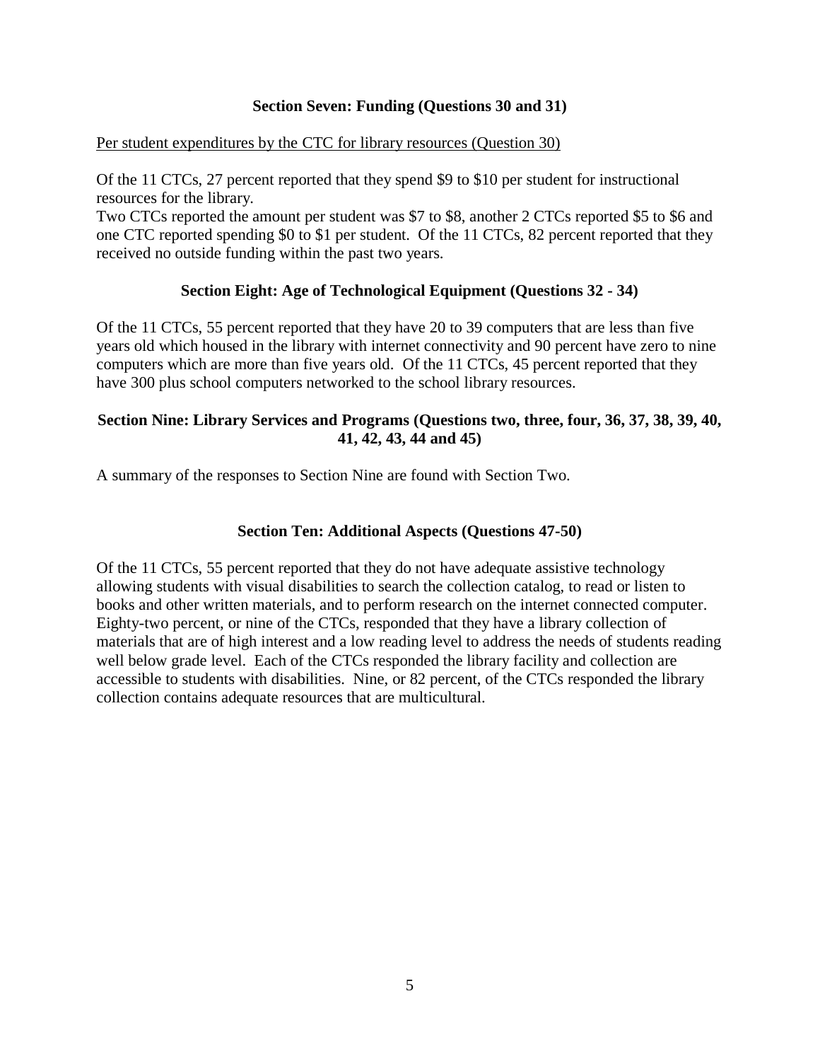### Section Seven: Funding (Questions 30 and 31)

Per student expenditures by the CTC for library resources (Question 30)

Of the 11 CTCs, 27 percent reported that they spend \$9 to \$10 per student for instructional resources for the library.
Two CTCs reported the amount per student was \$7 to \$8, another 2 CTCs reported \$5 to \$6 and one CTC reported spending \$0 to \$1 per student. Of the 11 CTCs, 82 percent reported that they received no outside funding within the past two years.

### Section Eight: Age of Technological Equipment (Questions 32 - 34)

Of the 11 CTCs, 55 percent reported that they have 20 to 39 computers that are less than five years old which housed in the library with internet connectivity and 90 percent have zero to nine computers which are more than five years old. Of the 11 CTCs, 45 percent reported that they have 300 plus school computers networked to the school library resources.

### Section Nine: Library Services and Programs (Questions two, three, four, 36, 37, 38, 39, 40, 41, 42, 43, 44 and 45)

A summary of the responses to Section Nine are found with Section Two.

### Section Ten: Additional Aspects (Questions 47-50)

Of the 11 CTCs, 55 percent reported that they do not have adequate assistive technology allowing students with visual disabilities to search the collection catalog, to read or listen to books and other written materials, and to perform research on the internet connected computer. Eighty-two percent, or nine of the CTCs, responded that they have a library collection of materials that are of high interest and a low reading level to address the needs of students reading well below grade level. Each of the CTCs responded the library facility and collection are accessible to students with disabilities. Nine, or 82 percent, of the CTCs responded the library collection contains adequate resources that are multicultural.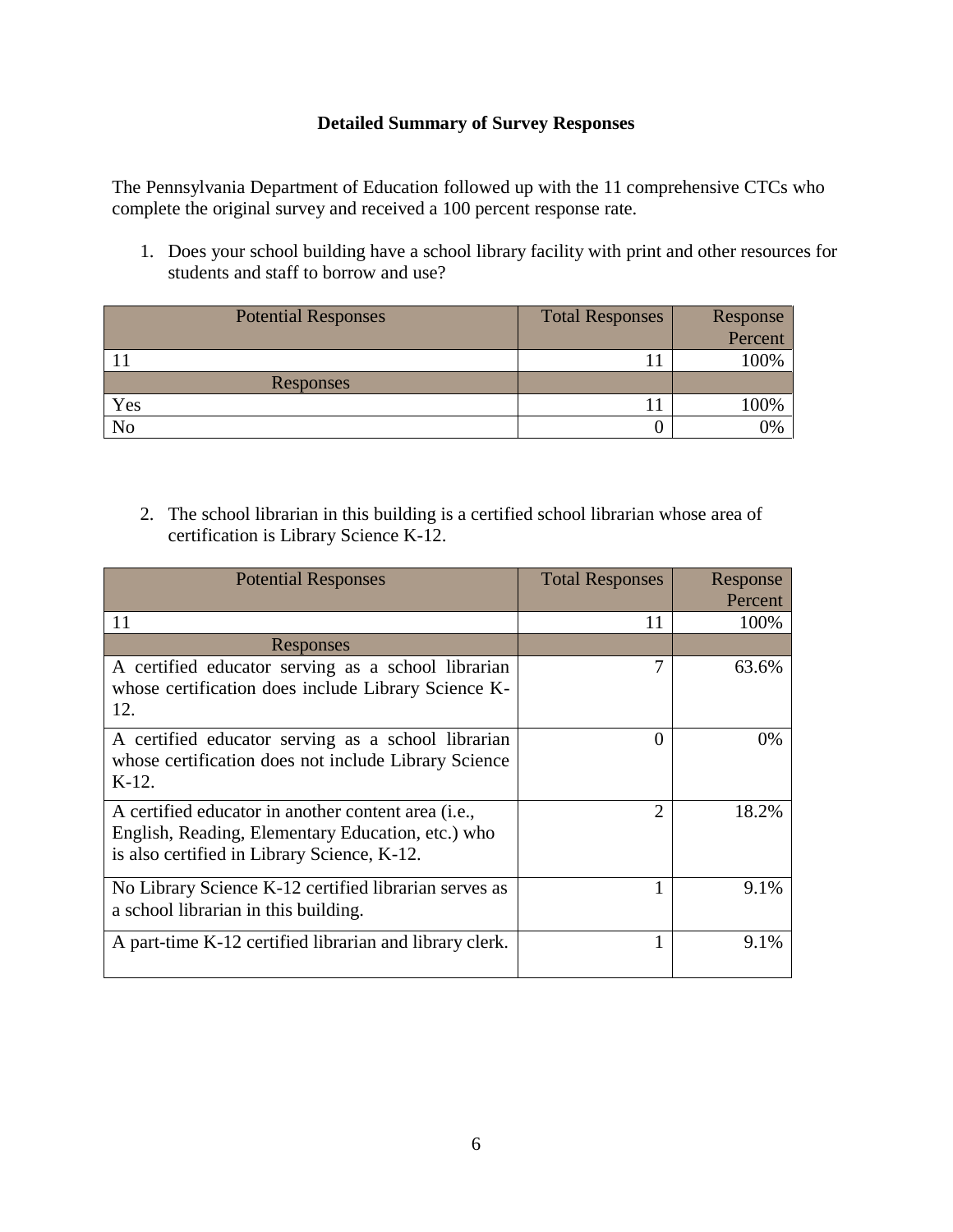**Detailed Summary of Survey Responses**

The Pennsylvania Department of Education followed up with the 11 comprehensive CTCs who complete the original survey and received a 100 percent response rate.

1. Does your school building have a school library facility with print and other resources for students and staff to borrow and use?

| Potential Responses | Total Responses | Response Percent |
|---|---|---|
| 11 | 11 | 100% |
| Responses | | |
| Yes | 11 | 100% |
| No | 0 | 0% |

2. The school librarian in this building is a certified school librarian whose area of certification is Library Science K-12.

| Potential Responses | Total Responses | Response Percent |
|---|---|---|
| 11 | 11 | 100% |
| Responses | | |
| A certified educator serving as a school librarian whose certification does include Library Science K-12. | 7 | 63.6% |
| A certified educator serving as a school librarian whose certification does not include Library Science K-12. | 0 | 0% |
| A certified educator in another content area (i.e., English, Reading, Elementary Education, etc.) who is also certified in Library Science, K-12. | 2 | 18.2% |
| No Library Science K-12 certified librarian serves as a school librarian in this building. | 1 | 9.1% |
| A part-time K-12 certified librarian and library clerk. | 1 | 9.1% |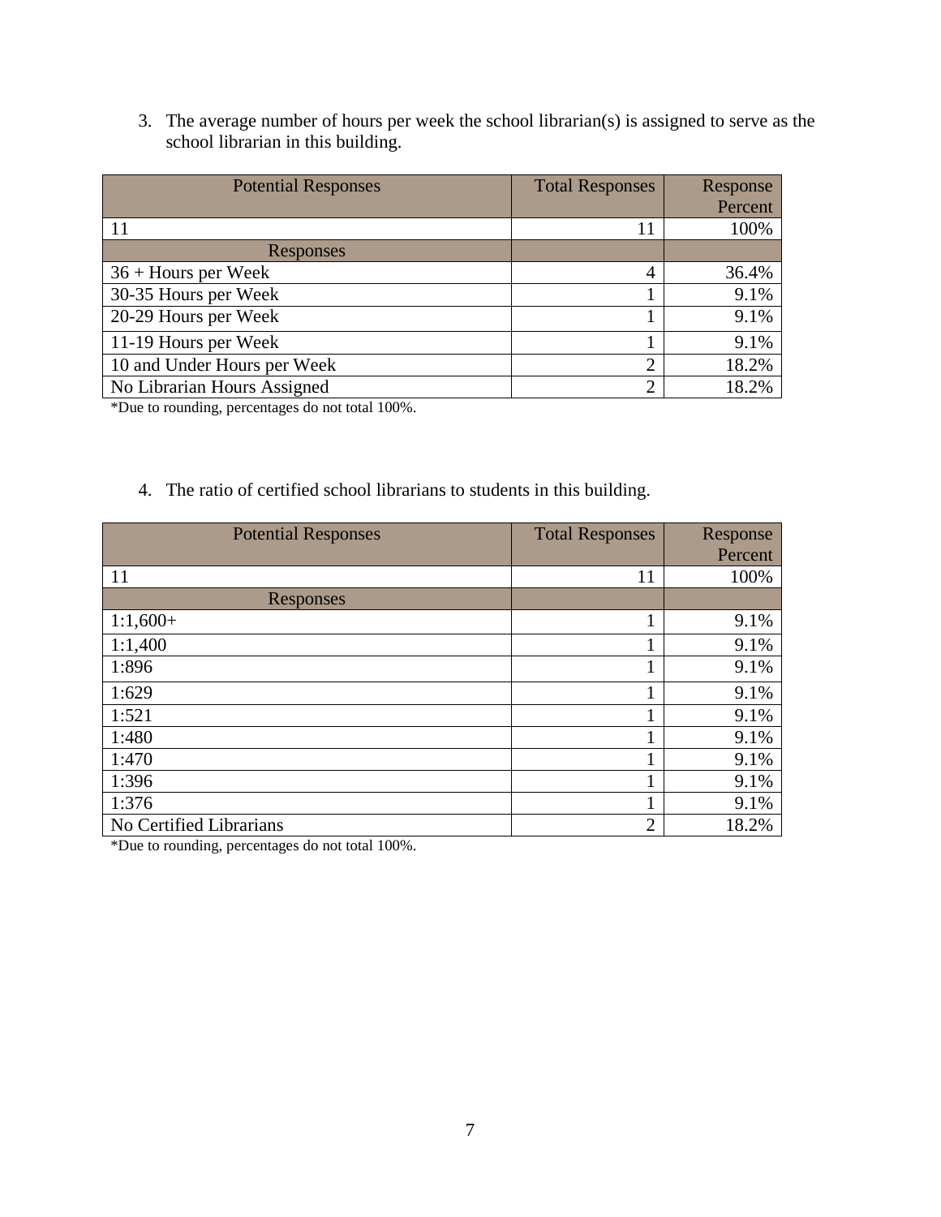3. The average number of hours per week the school librarian(s) is assigned to serve as the school librarian in this building.

| Potential Responses | Total Responses | Response Percent |
|---|---|---|
| 11 | 11 | 100% |
| Responses | | |
| 36 + Hours per Week | 4 | 36.4% |
| 30-35 Hours per Week | 1 | 9.1% |
| 20-29 Hours per Week | 1 | 9.1% |
| 11-19 Hours per Week | 1 | 9.1% |
| 10 and Under Hours per Week | 2 | 18.2% |
| No Librarian Hours Assigned | 2 | 18.2% |

*Due to rounding, percentages do not total 100%.

4. The ratio of certified school librarians to students in this building.

| Potential Responses | Total Responses | Response Percent |
|---|---|---|
| 11 | 11 | 100% |
| Responses | | |
| 1:1,600+ | 1 | 9.1% |
| 1:1,400 | 1 | 9.1% |
| 1:896 | 1 | 9.1% |
| 1:629 | 1 | 9.1% |
| 1:521 | 1 | 9.1% |
| 1:480 | 1 | 9.1% |
| 1:470 | 1 | 9.1% |
| 1:396 | 1 | 9.1% |
| 1:376 | 1 | 9.1% |
| No Certified Librarians | 2 | 18.2% |

*Due to rounding, percentages do not total 100%.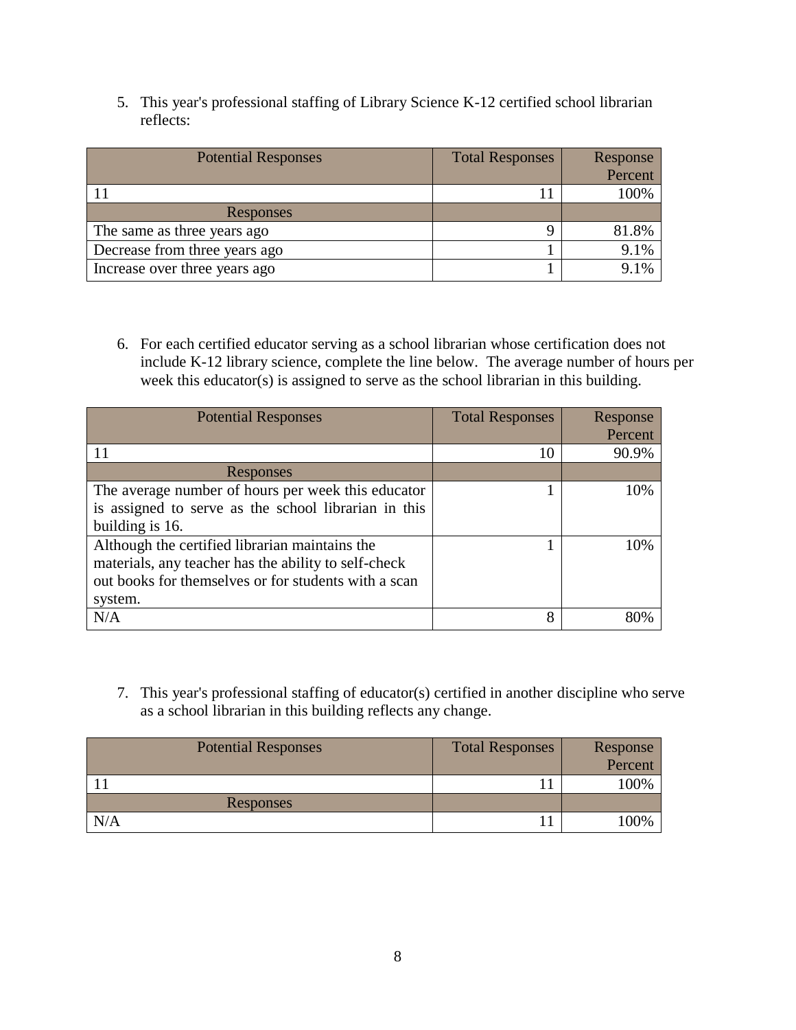5. This year's professional staffing of Library Science K-12 certified school librarian reflects:

| Potential Responses | Total Responses | Response Percent |
|---|---|---|
| 11 | 11 | 100% |
| Responses | | |
| The same as three years ago | 9 | 81.8% |
| Decrease from three years ago | 1 | 9.1% |
| Increase over three years ago | 1 | 9.1% |

6. For each certified educator serving as a school librarian whose certification does not include K-12 library science, complete the line below. The average number of hours per week this educator(s) is assigned to serve as the school librarian in this building.

| Potential Responses | Total Responses | Response Percent |
|---|---|---|
| 11 | 10 | 90.9% |
| Responses | | |
| The average number of hours per week this educator is assigned to serve as the school librarian in this building is 16. | 1 | 10% |
| Although the certified librarian maintains the materials, any teacher has the ability to self-check out books for themselves or for students with a scan system. | 1 | 10% |
| N/A | 8 | 80% |

7. This year's professional staffing of educator(s) certified in another discipline who serve as a school librarian in this building reflects any change.

| Potential Responses | Total Responses | Response Percent |
|---|---|---|
| 11 | 11 | 100% |
| Responses | | |
| N/A | 11 | 100% |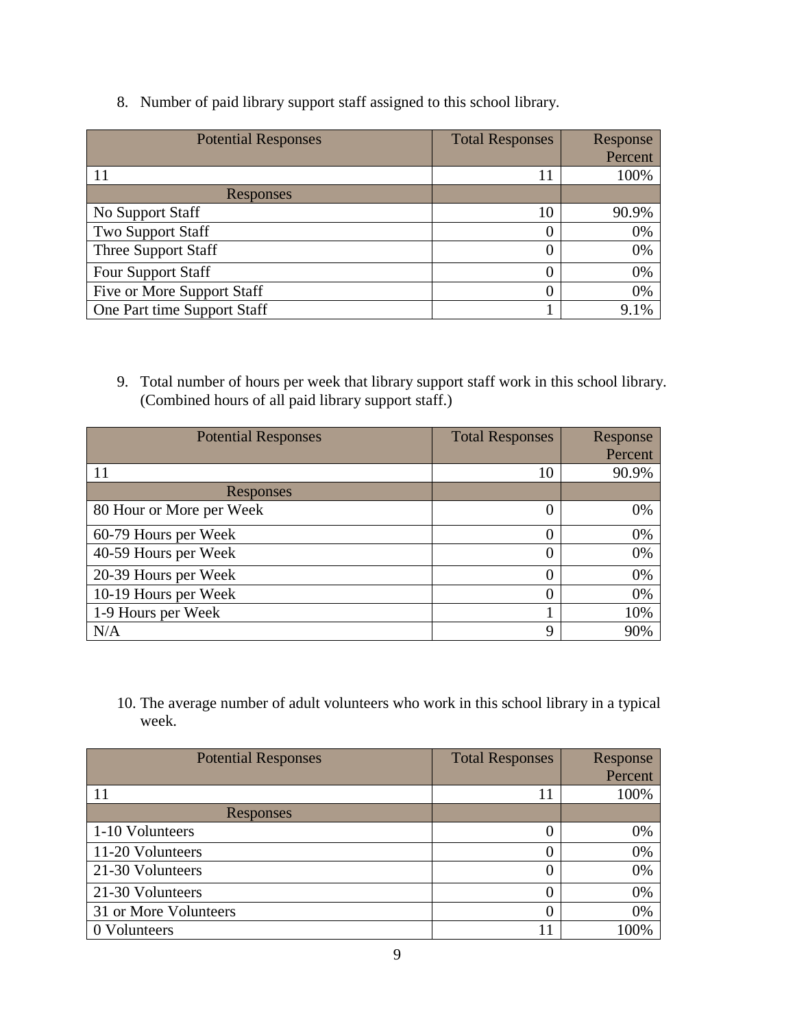8. Number of paid library support staff assigned to this school library.

| Potential Responses | Total Responses | Response Percent |
| --- | --- | --- |
| 11 | 11 | 100% |
| Responses | | |
| No Support Staff | 10 | 90.9% |
| Two Support Staff | 0 | 0% |
| Three Support Staff | 0 | 0% |
| Four Support Staff | 0 | 0% |
| Five or More Support Staff | 0 | 0% |
| One Part time Support Staff | 1 | 9.1% |

9. Total number of hours per week that library support staff work in this school library. (Combined hours of all paid library support staff.)

| Potential Responses | Total Responses | Response Percent |
| --- | --- | --- |
| 11 | 10 | 90.9% |
| Responses | | |
| 80 Hour or More per Week | 0 | 0% |
| 60-79 Hours per Week | 0 | 0% |
| 40-59 Hours per Week | 0 | 0% |
| 20-39 Hours per Week | 0 | 0% |
| 10-19 Hours per Week | 0 | 0% |
| 1-9 Hours per Week | 1 | 10% |
| N/A | 9 | 90% |

10. The average number of adult volunteers who work in this school library in a typical week.

| Potential Responses | Total Responses | Response Percent |
| --- | --- | --- |
| 11 | 11 | 100% |
| Responses | | |
| 1-10 Volunteers | 0 | 0% |
| 11-20 Volunteers | 0 | 0% |
| 21-30 Volunteers | 0 | 0% |
| 21-30 Volunteers | 0 | 0% |
| 31 or More Volunteers | 0 | 0% |
| 0 Volunteers | 11 | 100% |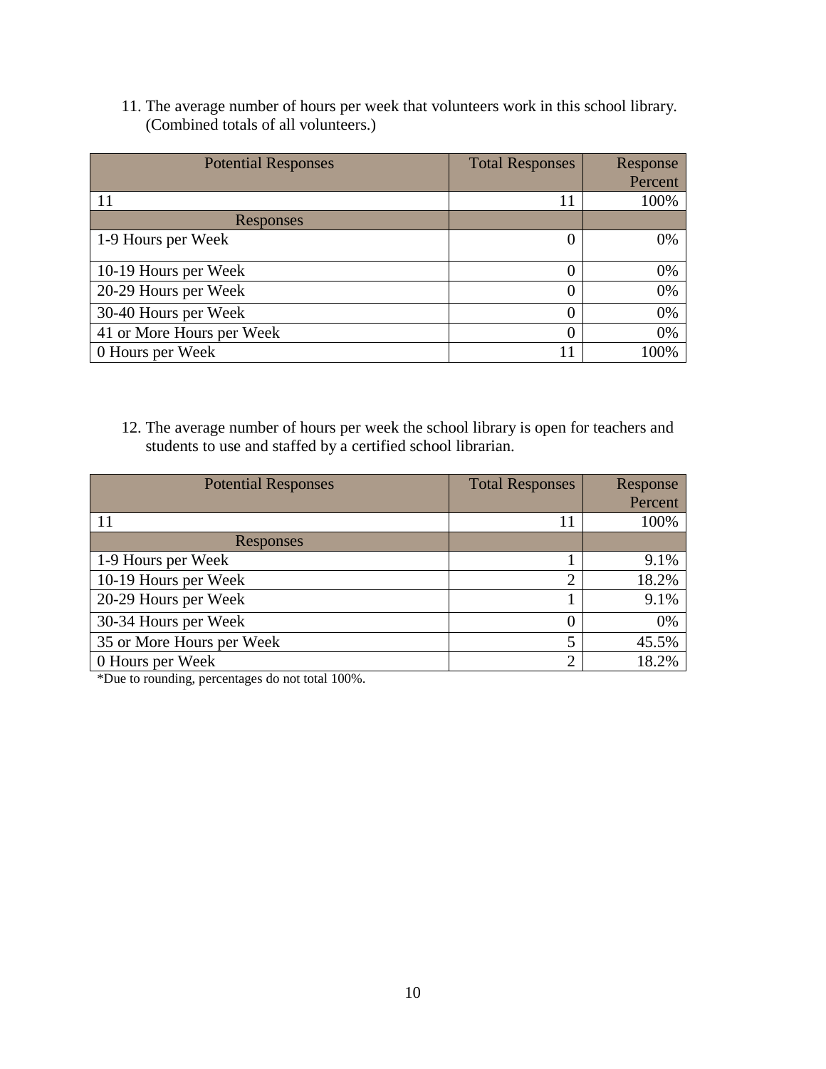11. The average number of hours per week that volunteers work in this school library. (Combined totals of all volunteers.)

| Potential Responses | Total Responses | Response Percent |
|---|---|---|
| 11 | 11 | 100% |
| Responses | | |
| 1-9 Hours per Week | 0 | 0% |
| 10-19 Hours per Week | 0 | 0% |
| 20-29 Hours per Week | 0 | 0% |
| 30-40 Hours per Week | 0 | 0% |
| 41 or More Hours per Week | 0 | 0% |
| 0 Hours per Week | 11 | 100% |

12. The average number of hours per week the school library is open for teachers and students to use and staffed by a certified school librarian.

| Potential Responses | Total Responses | Response Percent |
|---|---|---|
| 11 | 11 | 100% |
| Responses | | |
| 1-9 Hours per Week | 1 | 9.1% |
| 10-19 Hours per Week | 2 | 18.2% |
| 20-29 Hours per Week | 1 | 9.1% |
| 30-34 Hours per Week | 0 | 0% |
| 35 or More Hours per Week | 5 | 45.5% |
| 0 Hours per Week | 2 | 18.2% |

*Due to rounding, percentages do not total 100%.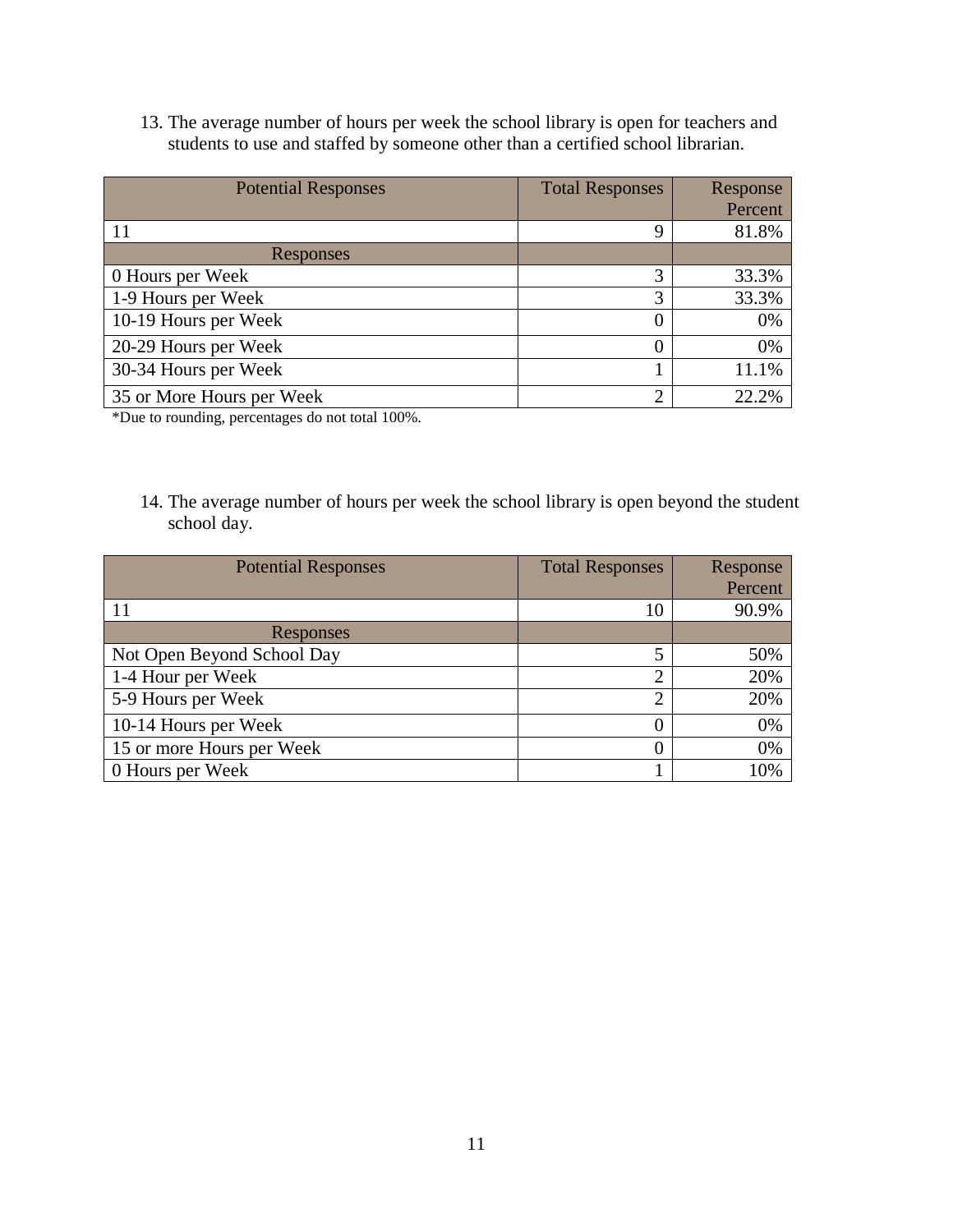13. The average number of hours per week the school library is open for teachers and students to use and staffed by someone other than a certified school librarian.

| Potential Responses | Total Responses | Response Percent |
|---|---|---|
| 11 | 9 | 81.8% |
| Responses | | |
| 0 Hours per Week | 3 | 33.3% |
| 1-9 Hours per Week | 3 | 33.3% |
| 10-19 Hours per Week | 0 | 0% |
| 20-29 Hours per Week | 0 | 0% |
| 30-34 Hours per Week | 1 | 11.1% |
| 35 or More Hours per Week | 2 | 22.2% |

*Due to rounding, percentages do not total 100%.

14. The average number of hours per week the school library is open beyond the student school day.

| Potential Responses | Total Responses | Response Percent |
|---|---|---|
| 11 | 10 | 90.9% |
| Responses | | |
| Not Open Beyond School Day | 5 | 50% |
| 1-4 Hour per Week | 2 | 20% |
| 5-9 Hours per Week | 2 | 20% |
| 10-14 Hours per Week | 0 | 0% |
| 15 or more Hours per Week | 0 | 0% |
| 0 Hours per Week | 1 | 10% |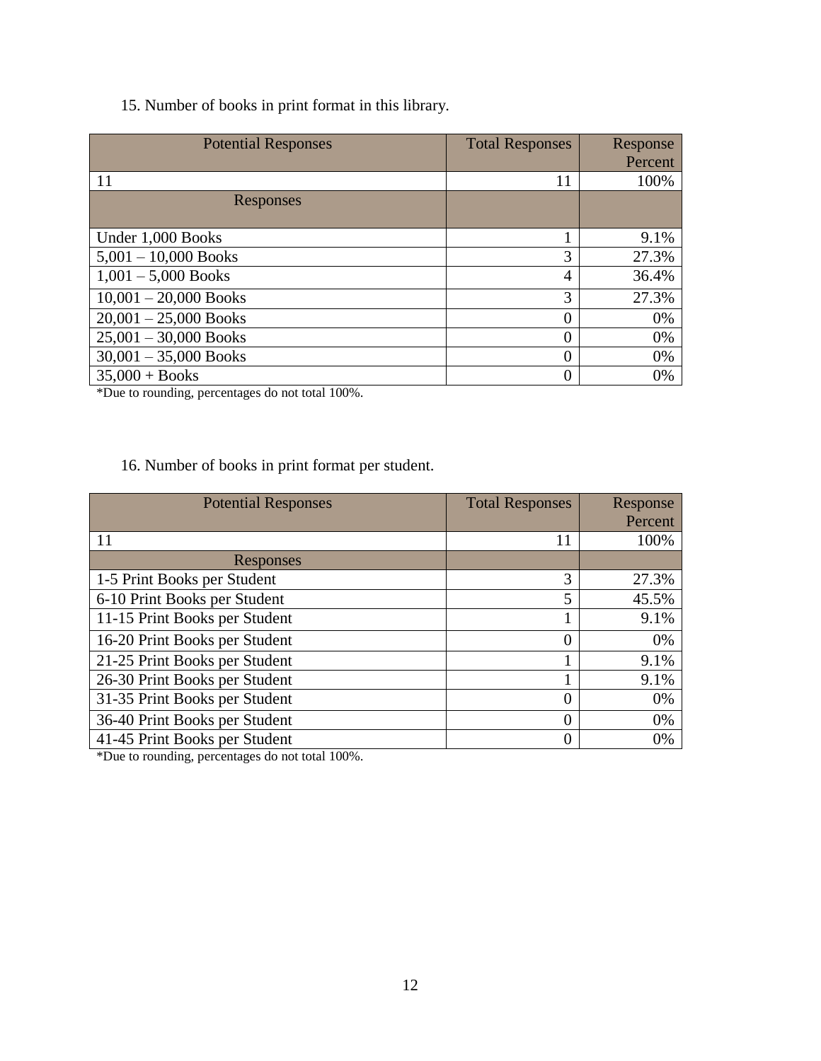15. Number of books in print format in this library.

| Potential Responses | Total Responses | Response Percent |
|---|---|---|
| 11 | 11 | 100% |
| Responses | | |
| Under 1,000 Books | 1 | 9.1% |
| 5,001 – 10,000 Books | 3 | 27.3% |
| 1,001 – 5,000 Books | 4 | 36.4% |
| 10,001 – 20,000 Books | 3 | 27.3% |
| 20,001 – 25,000 Books | 0 | 0% |
| 25,001 – 30,000 Books | 0 | 0% |
| 30,001 – 35,000 Books | 0 | 0% |
| 35,000 + Books | 0 | 0% |

*Due to rounding, percentages do not total 100%.

16. Number of books in print format per student.

| Potential Responses | Total Responses | Response Percent |
|---|---|---|
| 11 | 11 | 100% |
| Responses | | |
| 1-5 Print Books per Student | 3 | 27.3% |
| 6-10 Print Books per Student | 5 | 45.5% |
| 11-15 Print Books per Student | 1 | 9.1% |
| 16-20 Print Books per Student | 0 | 0% |
| 21-25 Print Books per Student | 1 | 9.1% |
| 26-30 Print Books per Student | 1 | 9.1% |
| 31-35 Print Books per Student | 0 | 0% |
| 36-40 Print Books per Student | 0 | 0% |
| 41-45 Print Books per Student | 0 | 0% |

*Due to rounding, percentages do not total 100%.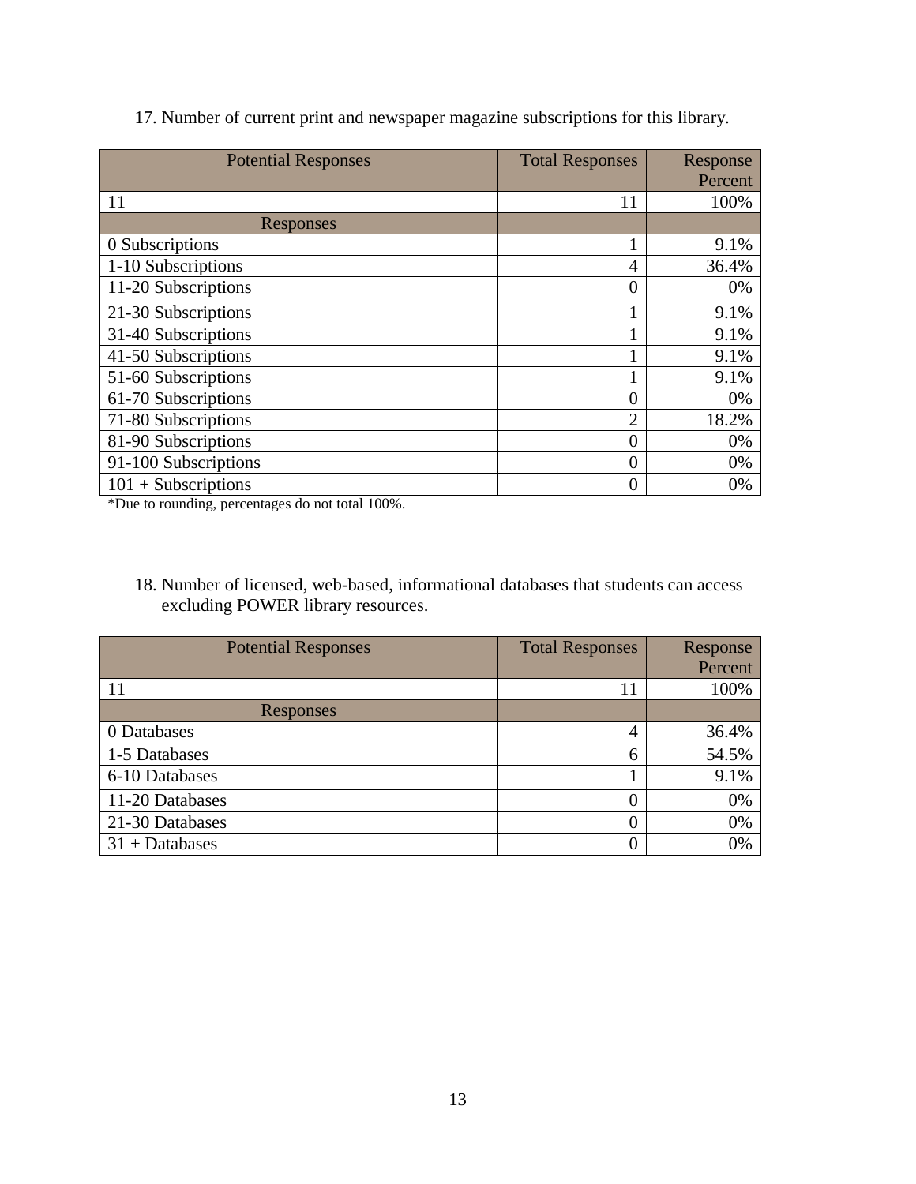17. Number of current print and newspaper magazine subscriptions for this library.

| Potential Responses | Total Responses | Response Percent |
|---|---|---|
| 11 | 11 | 100% |
| Responses | | |
| 0 Subscriptions | 1 | 9.1% |
| 1-10 Subscriptions | 4 | 36.4% |
| 11-20 Subscriptions | 0 | 0% |
| 21-30 Subscriptions | 1 | 9.1% |
| 31-40 Subscriptions | 1 | 9.1% |
| 41-50 Subscriptions | 1 | 9.1% |
| 51-60 Subscriptions | 1 | 9.1% |
| 61-70 Subscriptions | 0 | 0% |
| 71-80 Subscriptions | 2 | 18.2% |
| 81-90 Subscriptions | 0 | 0% |
| 91-100 Subscriptions | 0 | 0% |
| 101 + Subscriptions | 0 | 0% |

*Due to rounding, percentages do not total 100%.

18. Number of licensed, web-based, informational databases that students can access excluding POWER library resources.

| Potential Responses | Total Responses | Response Percent |
|---|---|---|
| 11 | 11 | 100% |
| Responses | | |
| 0 Databases | 4 | 36.4% |
| 1-5 Databases | 6 | 54.5% |
| 6-10 Databases | 1 | 9.1% |
| 11-20 Databases | 0 | 0% |
| 21-30 Databases | 0 | 0% |
| 31 + Databases | 0 | 0% |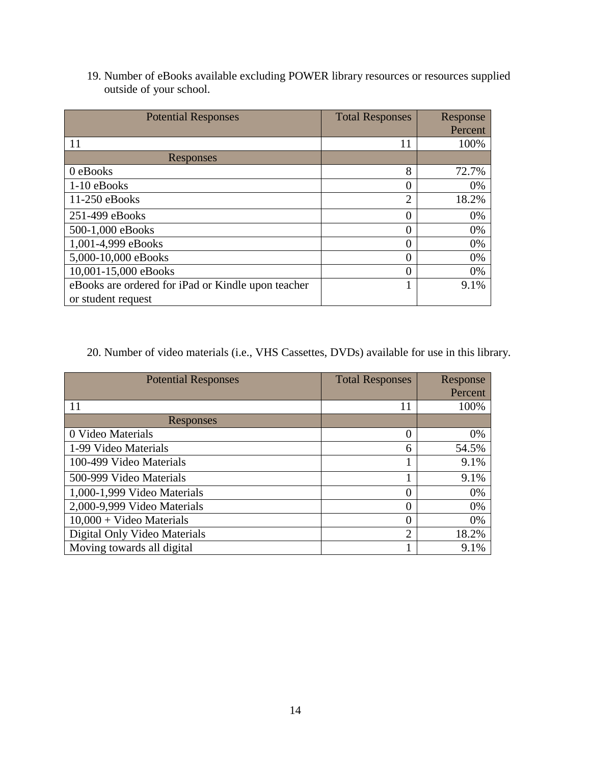19. Number of eBooks available excluding POWER library resources or resources supplied outside of your school.

| Potential Responses | Total Responses | Response Percent |
|---|---|---|
| 11 | 11 | 100% |
| Responses | | |
| 0 eBooks | 8 | 72.7% |
| 1-10 eBooks | 0 | 0% |
| 11-250 eBooks | 2 | 18.2% |
| 251-499 eBooks | 0 | 0% |
| 500-1,000 eBooks | 0 | 0% |
| 1,001-4,999 eBooks | 0 | 0% |
| 5,000-10,000 eBooks | 0 | 0% |
| 10,001-15,000 eBooks | 0 | 0% |
| eBooks are ordered for iPad or Kindle upon teacher or student request | 1 | 9.1% |

20. Number of video materials (i.e., VHS Cassettes, DVDs) available for use in this library.

| Potential Responses | Total Responses | Response Percent |
|---|---|---|
| 11 | 11 | 100% |
| Responses | | |
| 0 Video Materials | 0 | 0% |
| 1-99 Video Materials | 6 | 54.5% |
| 100-499 Video Materials | 1 | 9.1% |
| 500-999 Video Materials | 1 | 9.1% |
| 1,000-1,999 Video Materials | 0 | 0% |
| 2,000-9,999 Video Materials | 0 | 0% |
| 10,000 + Video Materials | 0 | 0% |
| Digital Only Video Materials | 2 | 18.2% |
| Moving towards all digital | 1 | 9.1% |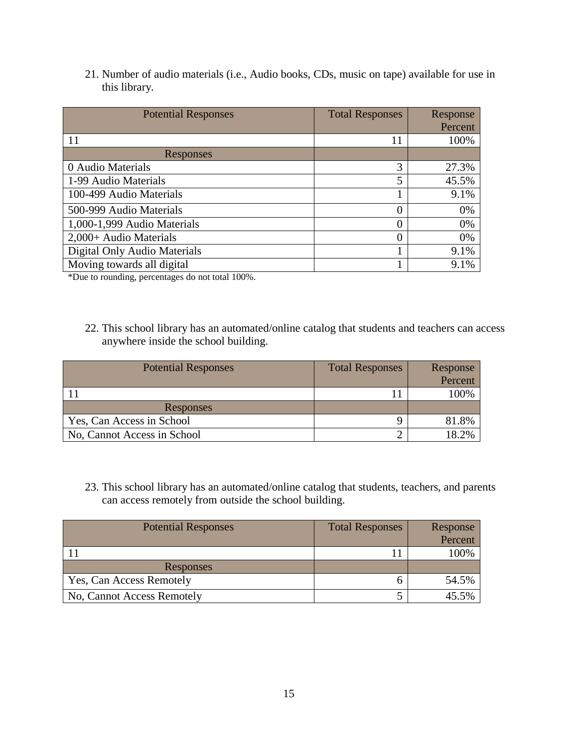21. Number of audio materials (i.e., Audio books, CDs, music on tape) available for use in this library.

| Potential Responses | Total Responses | Response Percent |
|---|---|---|
| 11 | 11 | 100% |
| Responses | | |
| 0 Audio Materials | 3 | 27.3% |
| 1-99 Audio Materials | 5 | 45.5% |
| 100-499 Audio Materials | 1 | 9.1% |
| 500-999 Audio Materials | 0 | 0% |
| 1,000-1,999 Audio Materials | 0 | 0% |
| 2,000+ Audio Materials | 0 | 0% |
| Digital Only Audio Materials | 1 | 9.1% |
| Moving towards all digital | 1 | 9.1% |

*Due to rounding, percentages do not total 100%.

22. This school library has an automated/online catalog that students and teachers can access anywhere inside the school building.

| Potential Responses | Total Responses | Response Percent |
|---|---|---|
| 11 | 11 | 100% |
| Responses | | |
| Yes, Can Access in School | 9 | 81.8% |
| No, Cannot Access in School | 2 | 18.2% |

23. This school library has an automated/online catalog that students, teachers, and parents can access remotely from outside the school building.

| Potential Responses | Total Responses | Response Percent |
|---|---|---|
| 11 | 11 | 100% |
| Responses | | |
| Yes, Can Access Remotely | 6 | 54.5% |
| No, Cannot Access Remotely | 5 | 45.5% |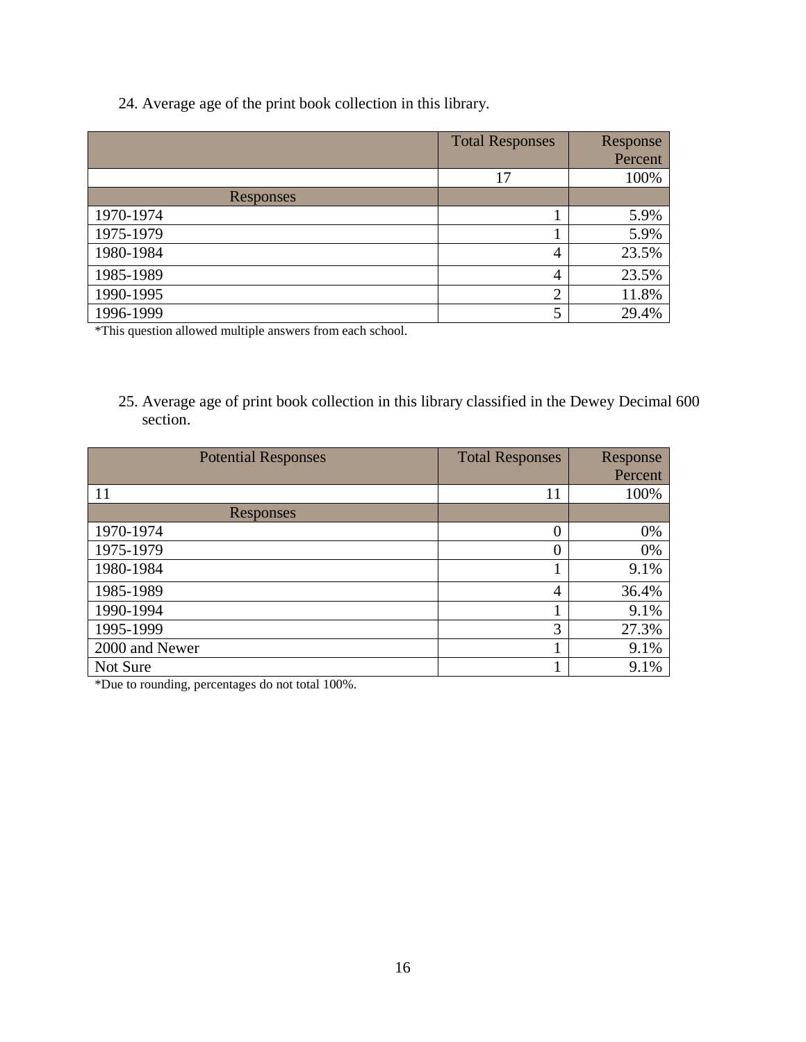24. Average age of the print book collection in this library.

| | Total Responses | Response Percent |
|---|---|---|
| | 17 | 100% |
| Responses | | |
| 1970-1974 | 1 | 5.9% |
| 1975-1979 | 1 | 5.9% |
| 1980-1984 | 4 | 23.5% |
| 1985-1989 | 4 | 23.5% |
| 1990-1995 | 2 | 11.8% |
| 1996-1999 | 5 | 29.4% |

*This question allowed multiple answers from each school.

25. Average age of print book collection in this library classified in the Dewey Decimal 600 section.

| Potential Responses | Total Responses | Response Percent |
|---|---|---|
| 11 | 11 | 100% |
| Responses | | |
| 1970-1974 | 0 | 0% |
| 1975-1979 | 0 | 0% |
| 1980-1984 | 1 | 9.1% |
| 1985-1989 | 4 | 36.4% |
| 1990-1994 | 1 | 9.1% |
| 1995-1999 | 3 | 27.3% |
| 2000 and Newer | 1 | 9.1% |
| Not Sure | 1 | 9.1% |

*Due to rounding, percentages do not total 100%.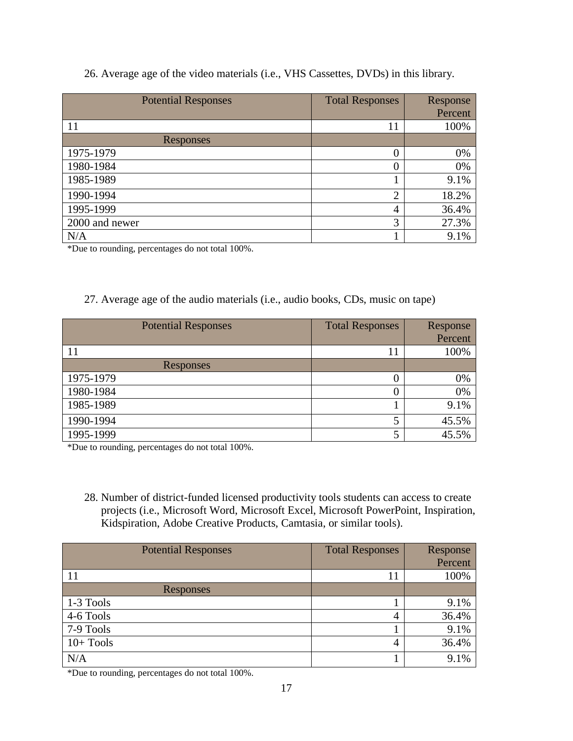26. Average age of the video materials (i.e., VHS Cassettes, DVDs) in this library.

| Potential Responses | Total Responses | Response Percent |
|---|---|---|
| 11 | 11 | 100% |
| Responses | | |
| 1975-1979 | 0 | 0% |
| 1980-1984 | 0 | 0% |
| 1985-1989 | 1 | 9.1% |
| 1990-1994 | 2 | 18.2% |
| 1995-1999 | 4 | 36.4% |
| 2000 and newer | 3 | 27.3% |
| N/A | 1 | 9.1% |

*Due to rounding, percentages do not total 100%.

27. Average age of the audio materials (i.e., audio books, CDs, music on tape)

| Potential Responses | Total Responses | Response Percent |
|---|---|---|
| 11 | 11 | 100% |
| Responses | | |
| 1975-1979 | 0 | 0% |
| 1980-1984 | 0 | 0% |
| 1985-1989 | 1 | 9.1% |
| 1990-1994 | 5 | 45.5% |
| 1995-1999 | 5 | 45.5% |

*Due to rounding, percentages do not total 100%.

28. Number of district-funded licensed productivity tools students can access to create projects (i.e., Microsoft Word, Microsoft Excel, Microsoft PowerPoint, Inspiration, Kidspiration, Adobe Creative Products, Camtasia, or similar tools).

| Potential Responses | Total Responses | Response Percent |
|---|---|---|
| 11 | 11 | 100% |
| Responses | | |
| 1-3 Tools | 1 | 9.1% |
| 4-6 Tools | 4 | 36.4% |
| 7-9 Tools | 1 | 9.1% |
| 10+ Tools | 4 | 36.4% |
| N/A | 1 | 9.1% |

*Due to rounding, percentages do not total 100%.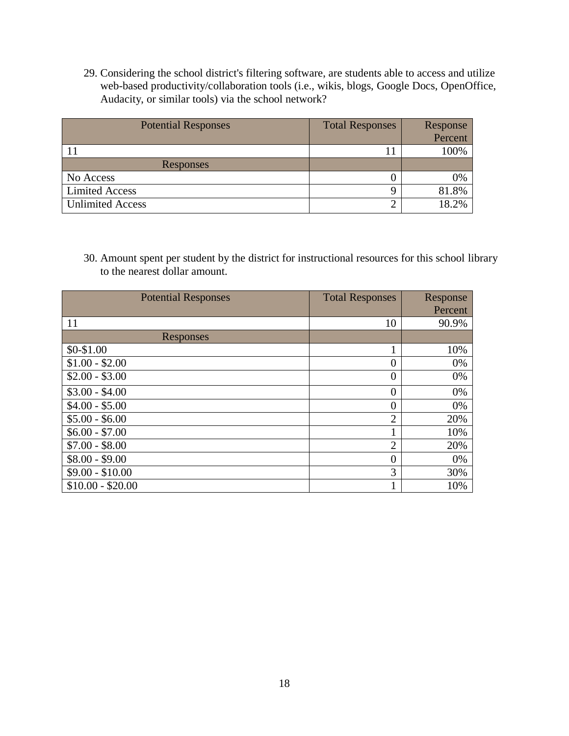29. Considering the school district's filtering software, are students able to access and utilize web-based productivity/collaboration tools (i.e., wikis, blogs, Google Docs, OpenOffice, Audacity, or similar tools) via the school network?

| Potential Responses | Total Responses | Response Percent |
|---|---|---|
| 11 | 11 | 100% |
| Responses | | |
| No Access | 0 | 0% |
| Limited Access | 9 | 81.8% |
| Unlimited Access | 2 | 18.2% |

30. Amount spent per student by the district for instructional resources for this school library to the nearest dollar amount.

| Potential Responses | Total Responses | Response Percent |
|---|---|---|
| 11 | 10 | 90.9% |
| Responses | | |
| $0-$1.00 | 1 | 10% |
| $1.00 - $2.00 | 0 | 0% |
| $2.00 - $3.00 | 0 | 0% |
| $3.00 - $4.00 | 0 | 0% |
| $4.00 - $5.00 | 0 | 0% |
| $5.00 - $6.00 | 2 | 20% |
| $6.00 - $7.00 | 1 | 10% |
| $7.00 - $8.00 | 2 | 20% |
| $8.00 - $9.00 | 0 | 0% |
| $9.00 - $10.00 | 3 | 30% |
| $10.00 - $20.00 | 1 | 10% |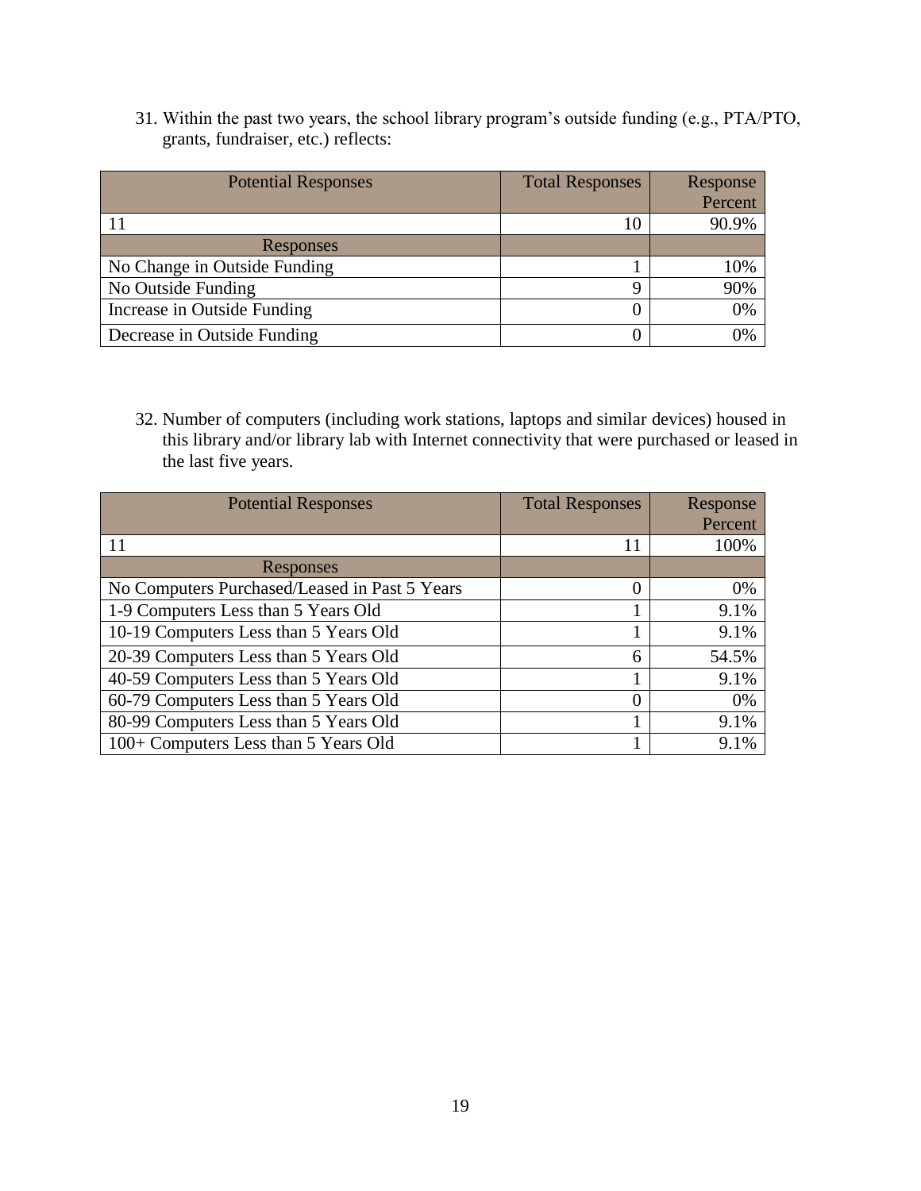31. Within the past two years, the school library program's outside funding (e.g., PTA/PTO, grants, fundraiser, etc.) reflects:

| Potential Responses | Total Responses | Response Percent |
|---|---|---|
| 11 | 10 | 90.9% |
| Responses | | |
| No Change in Outside Funding | 1 | 10% |
| No Outside Funding | 9 | 90% |
| Increase in Outside Funding | 0 | 0% |
| Decrease in Outside Funding | 0 | 0% |

32. Number of computers (including work stations, laptops and similar devices) housed in this library and/or library lab with Internet connectivity that were purchased or leased in the last five years.

| Potential Responses | Total Responses | Response Percent |
|---|---|---|
| 11 | 11 | 100% |
| Responses | | |
| No Computers Purchased/Leased in Past 5 Years | 0 | 0% |
| 1-9 Computers Less than 5 Years Old | 1 | 9.1% |
| 10-19 Computers Less than 5 Years Old | 1 | 9.1% |
| 20-39 Computers Less than 5 Years Old | 6 | 54.5% |
| 40-59 Computers Less than 5 Years Old | 1 | 9.1% |
| 60-79 Computers Less than 5 Years Old | 0 | 0% |
| 80-99 Computers Less than 5 Years Old | 1 | 9.1% |
| 100+ Computers Less than 5 Years Old | 1 | 9.1% |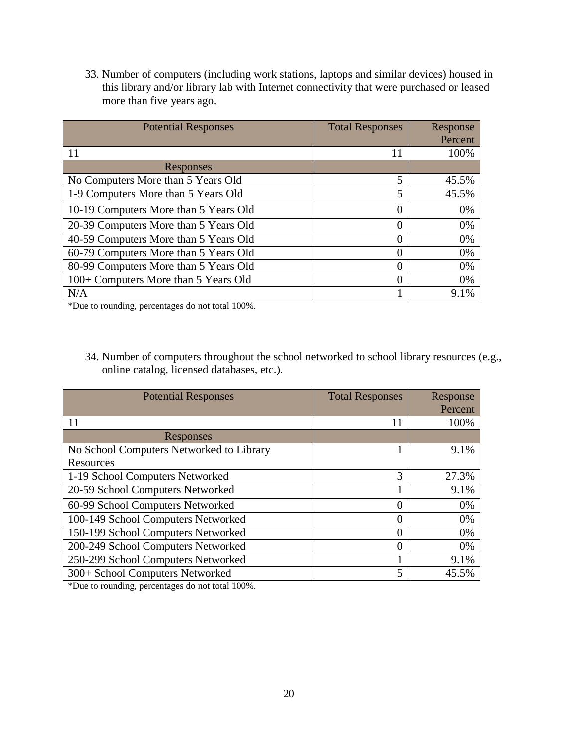33. Number of computers (including work stations, laptops and similar devices) housed in this library and/or library lab with Internet connectivity that were purchased or leased more than five years ago.

| Potential Responses | Total Responses | Response Percent |
|---|---|---|
| 11 | 11 | 100% |
| Responses | | |
| No Computers More than 5 Years Old | 5 | 45.5% |
| 1-9 Computers More than 5 Years Old | 5 | 45.5% |
| 10-19 Computers More than 5 Years Old | 0 | 0% |
| 20-39 Computers More than 5 Years Old | 0 | 0% |
| 40-59 Computers More than 5 Years Old | 0 | 0% |
| 60-79 Computers More than 5 Years Old | 0 | 0% |
| 80-99 Computers More than 5 Years Old | 0 | 0% |
| 100+ Computers More than 5 Years Old | 0 | 0% |
| N/A | 1 | 9.1% |

*Due to rounding, percentages do not total 100%.

34. Number of computers throughout the school networked to school library resources (e.g., online catalog, licensed databases, etc.).

| Potential Responses | Total Responses | Response Percent |
|---|---|---|
| 11 | 11 | 100% |
| Responses | | |
| No School Computers Networked to Library Resources | 1 | 9.1% |
| 1-19 School Computers Networked | 3 | 27.3% |
| 20-59 School Computers Networked | 1 | 9.1% |
| 60-99 School Computers Networked | 0 | 0% |
| 100-149 School Computers Networked | 0 | 0% |
| 150-199 School Computers Networked | 0 | 0% |
| 200-249 School Computers Networked | 0 | 0% |
| 250-299 School Computers Networked | 1 | 9.1% |
| 300+ School Computers Networked | 5 | 45.5% |

*Due to rounding, percentages do not total 100%.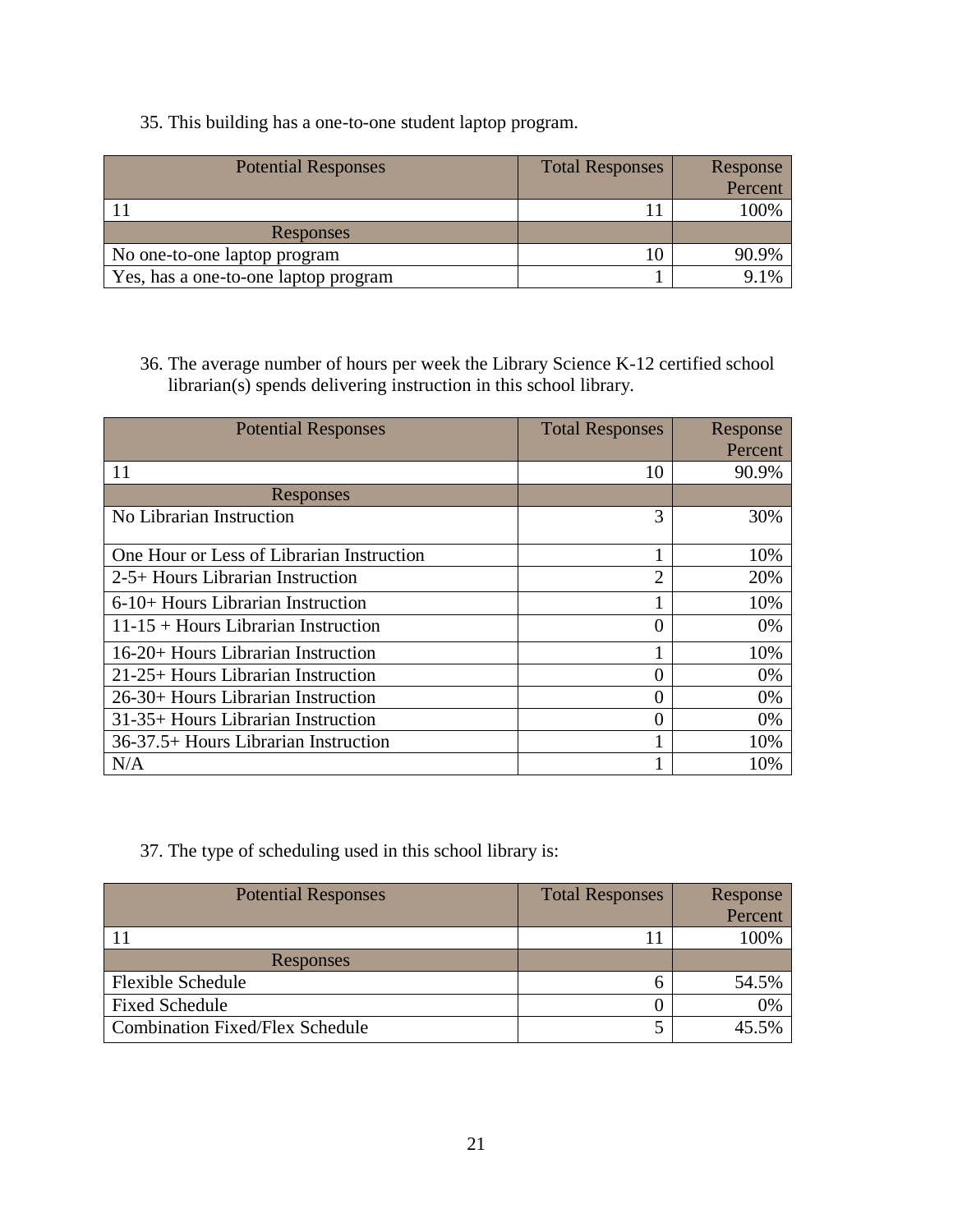35. This building has a one-to-one student laptop program.

| Potential Responses | Total Responses | Response Percent |
|---|---|---|
| 11 | 11 | 100% |
| Responses | | |
| No one-to-one laptop program | 10 | 90.9% |
| Yes, has a one-to-one laptop program | 1 | 9.1% |

36. The average number of hours per week the Library Science K-12 certified school librarian(s) spends delivering instruction in this school library.

| Potential Responses | Total Responses | Response Percent |
|---|---|---|
| 11 | 10 | 90.9% |
| Responses | | |
| No Librarian Instruction | 3 | 30% |
| One Hour or Less of Librarian Instruction | 1 | 10% |
| 2-5+ Hours Librarian Instruction | 2 | 20% |
| 6-10+ Hours Librarian Instruction | 1 | 10% |
| 11-15 + Hours Librarian Instruction | 0 | 0% |
| 16-20+ Hours Librarian Instruction | 1 | 10% |
| 21-25+ Hours Librarian Instruction | 0 | 0% |
| 26-30+ Hours Librarian Instruction | 0 | 0% |
| 31-35+ Hours Librarian Instruction | 0 | 0% |
| 36-37.5+ Hours Librarian Instruction | 1 | 10% |
| N/A | 1 | 10% |

37. The type of scheduling used in this school library is:

| Potential Responses | Total Responses | Response Percent |
|---|---|---|
| 11 | 11 | 100% |
| Responses | | |
| Flexible Schedule | 6 | 54.5% |
| Fixed Schedule | 0 | 0% |
| Combination Fixed/Flex Schedule | 5 | 45.5% |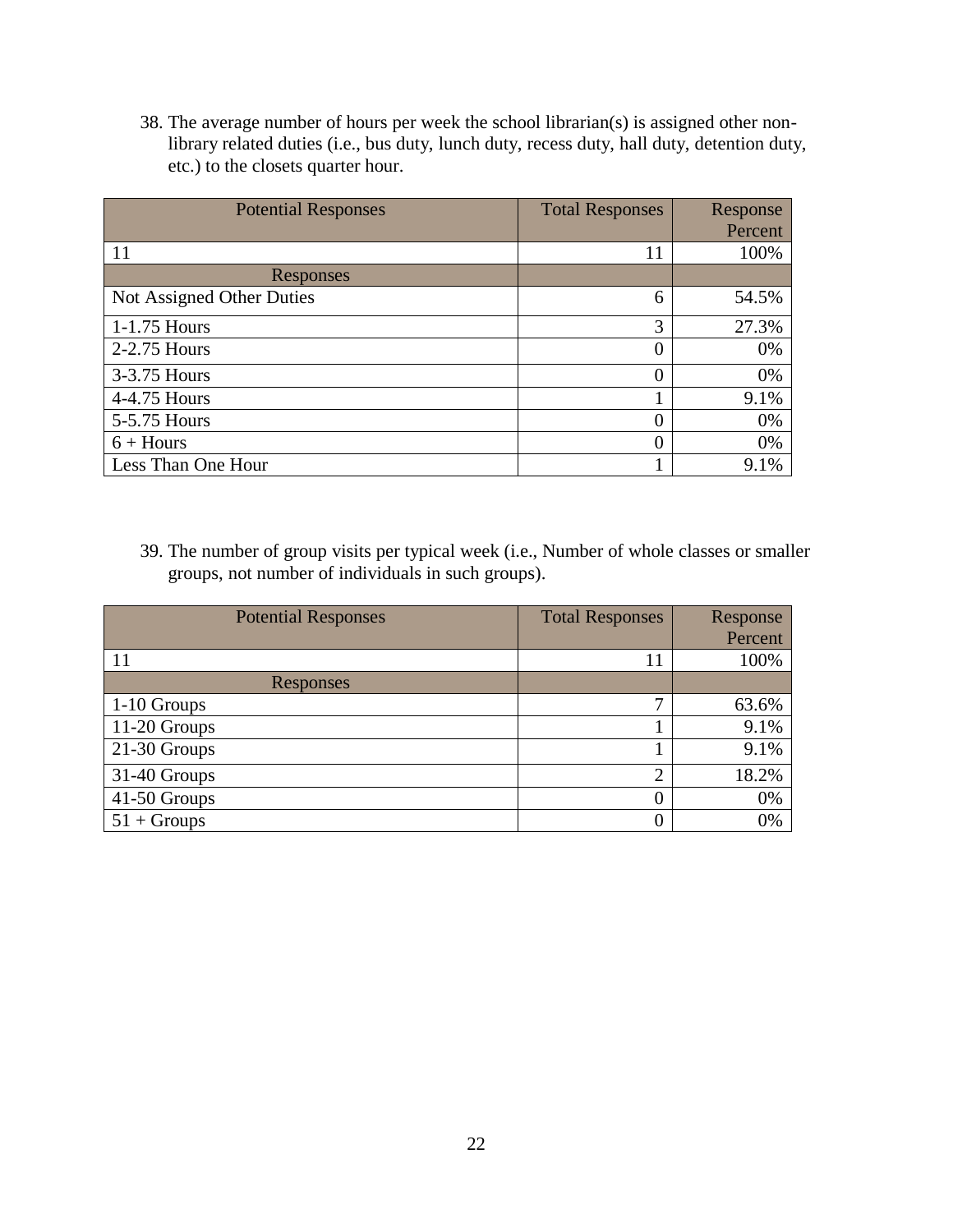38. The average number of hours per week the school librarian(s) is assigned other non-library related duties (i.e., bus duty, lunch duty, recess duty, hall duty, detention duty, etc.) to the closets quarter hour.

| Potential Responses | Total Responses | Response Percent |
|---|---|---|
| 11 | 11 | 100% |
| Responses | | |
| Not Assigned Other Duties | 6 | 54.5% |
| 1-1.75 Hours | 3 | 27.3% |
| 2-2.75 Hours | 0 | 0% |
| 3-3.75 Hours | 0 | 0% |
| 4-4.75 Hours | 1 | 9.1% |
| 5-5.75 Hours | 0 | 0% |
| 6 + Hours | 0 | 0% |
| Less Than One Hour | 1 | 9.1% |

39. The number of group visits per typical week (i.e., Number of whole classes or smaller groups, not number of individuals in such groups).

| Potential Responses | Total Responses | Response Percent |
|---|---|---|
| 11 | 11 | 100% |
| Responses | | |
| 1-10 Groups | 7 | 63.6% |
| 11-20 Groups | 1 | 9.1% |
| 21-30 Groups | 1 | 9.1% |
| 31-40 Groups | 2 | 18.2% |
| 41-50 Groups | 0 | 0% |
| 51 + Groups | 0 | 0% |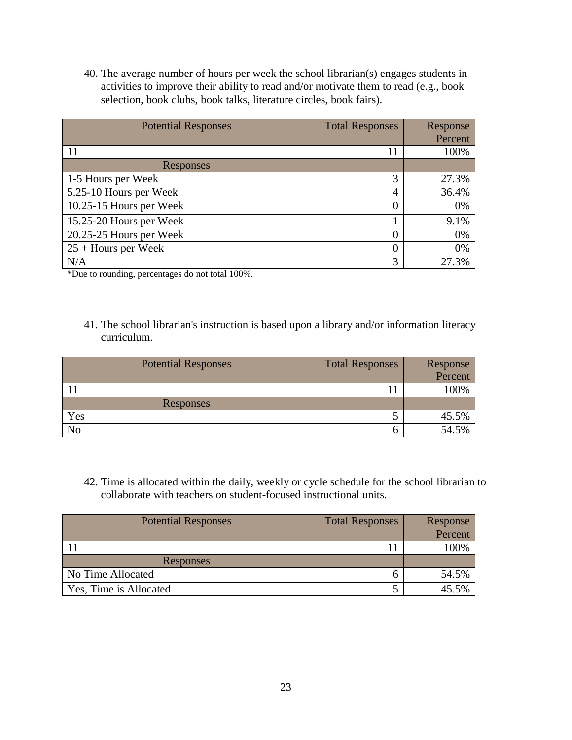40. The average number of hours per week the school librarian(s) engages students in activities to improve their ability to read and/or motivate them to read (e.g., book selection, book clubs, book talks, literature circles, book fairs).

| Potential Responses | Total Responses | Response Percent |
|---|---|---|
| 11 | 11 | 100% |
| Responses | | |
| 1-5 Hours per Week | 3 | 27.3% |
| 5.25-10 Hours per Week | 4 | 36.4% |
| 10.25-15 Hours per Week | 0 | 0% |
| 15.25-20 Hours per Week | 1 | 9.1% |
| 20.25-25 Hours per Week | 0 | 0% |
| 25 + Hours per Week | 0 | 0% |
| N/A | 3 | 27.3% |

*Due to rounding, percentages do not total 100%.

41. The school librarian's instruction is based upon a library and/or information literacy curriculum.

| Potential Responses | Total Responses | Response Percent |
|---|---|---|
| 11 | 11 | 100% |
| Responses | | |
| Yes | 5 | 45.5% |
| No | 6 | 54.5% |

42. Time is allocated within the daily, weekly or cycle schedule for the school librarian to collaborate with teachers on student-focused instructional units.

| Potential Responses | Total Responses | Response Percent |
|---|---|---|
| 11 | 11 | 100% |
| Responses | | |
| No Time Allocated | 6 | 54.5% |
| Yes, Time is Allocated | 5 | 45.5% |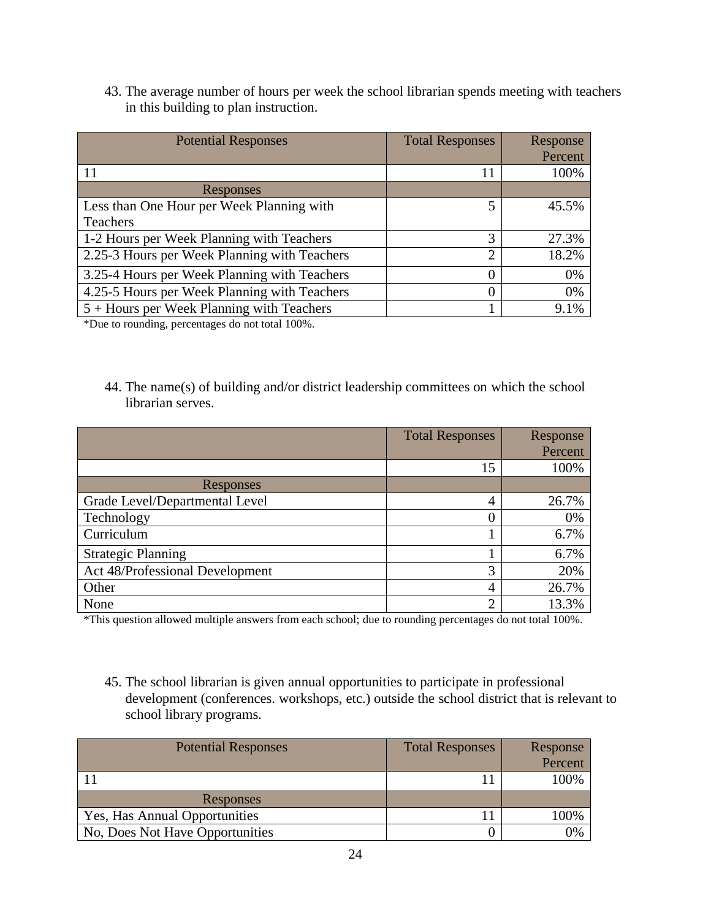43. The average number of hours per week the school librarian spends meeting with teachers in this building to plan instruction.

| Potential Responses | Total Responses | Response Percent |
|---|---|---|
| 11 | 11 | 100% |
| Responses | | |
| Less than One Hour per Week Planning with Teachers | 5 | 45.5% |
| 1-2 Hours per Week Planning with Teachers | 3 | 27.3% |
| 2.25-3 Hours per Week Planning with Teachers | 2 | 18.2% |
| 3.25-4 Hours per Week Planning with Teachers | 0 | 0% |
| 4.25-5 Hours per Week Planning with Teachers | 0 | 0% |
| 5 + Hours per Week Planning with Teachers | 1 | 9.1% |

*Due to rounding, percentages do not total 100%.

44. The name(s) of building and/or district leadership committees on which the school librarian serves.

| | Total Responses | Response Percent |
|---|---|---|
| | 15 | 100% |
| Responses | | |
| Grade Level/Departmental Level | 4 | 26.7% |
| Technology | 0 | 0% |
| Curriculum | 1 | 6.7% |
| Strategic Planning | 1 | 6.7% |
| Act 48/Professional Development | 3 | 20% |
| Other | 4 | 26.7% |
| None | 2 | 13.3% |

*This question allowed multiple answers from each school; due to rounding percentages do not total 100%.

45. The school librarian is given annual opportunities to participate in professional development (conferences. workshops, etc.) outside the school district that is relevant to school library programs.

| Potential Responses | Total Responses | Response Percent |
|---|---|---|
| 11 | 11 | 100% |
| Responses | | |
| Yes, Has Annual Opportunities | 11 | 100% |
| No, Does Not Have Opportunities | 0 | 0% |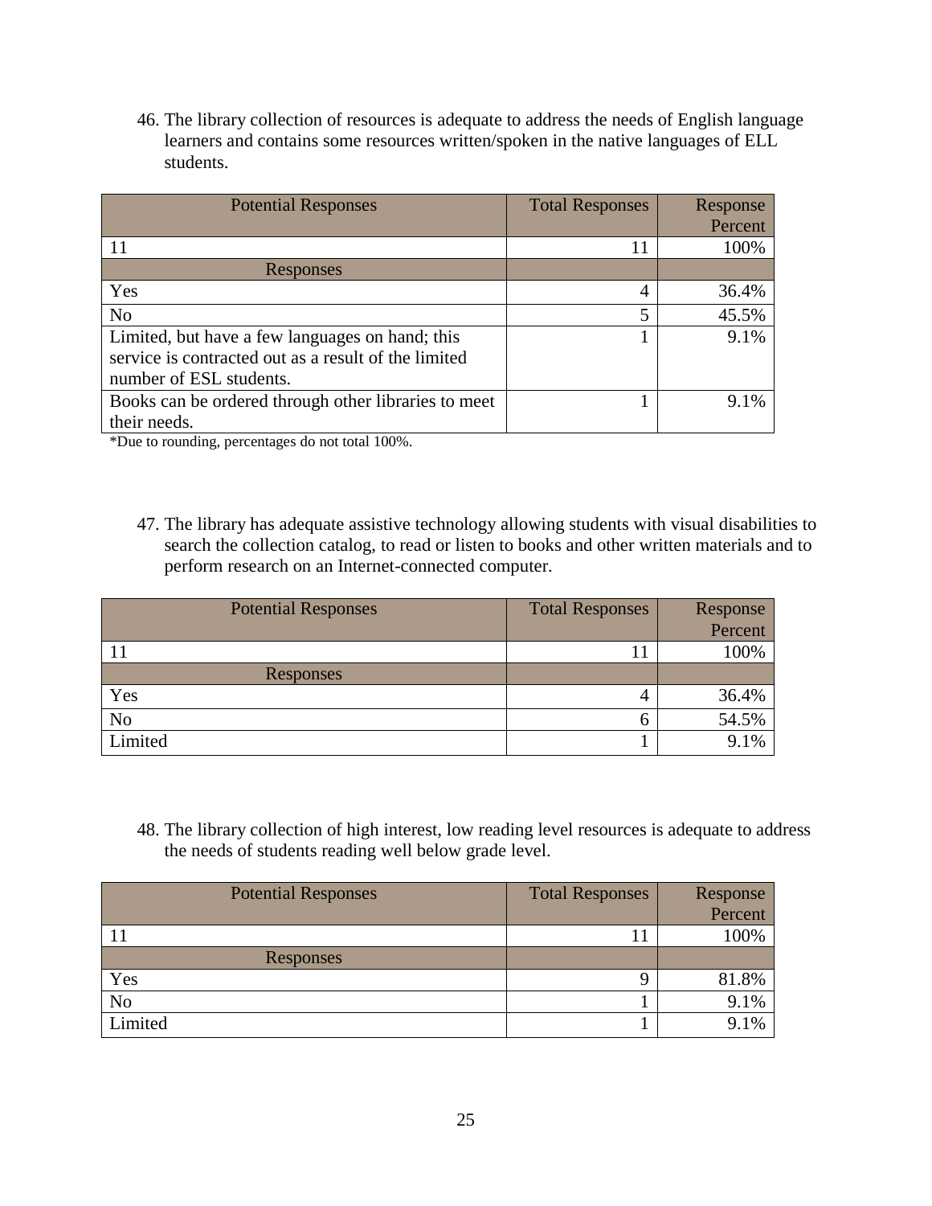46. The library collection of resources is adequate to address the needs of English language learners and contains some resources written/spoken in the native languages of ELL students.

| Potential Responses | Total Responses | Response Percent |
|---|---|---|
| 11 | 11 | 100% |
| Responses | | |
| Yes | 4 | 36.4% |
| No | 5 | 45.5% |
| Limited, but have a few languages on hand; this service is contracted out as a result of the limited number of ESL students. | 1 | 9.1% |
| Books can be ordered through other libraries to meet their needs. | 1 | 9.1% |

*Due to rounding, percentages do not total 100%.

47. The library has adequate assistive technology allowing students with visual disabilities to search the collection catalog, to read or listen to books and other written materials and to perform research on an Internet-connected computer.

| Potential Responses | Total Responses | Response Percent |
|---|---|---|
| 11 | 11 | 100% |
| Responses | | |
| Yes | 4 | 36.4% |
| No | 6 | 54.5% |
| Limited | 1 | 9.1% |

48. The library collection of high interest, low reading level resources is adequate to address the needs of students reading well below grade level.

| Potential Responses | Total Responses | Response Percent |
|---|---|---|
| 11 | 11 | 100% |
| Responses | | |
| Yes | 9 | 81.8% |
| No | 1 | 9.1% |
| Limited | 1 | 9.1% |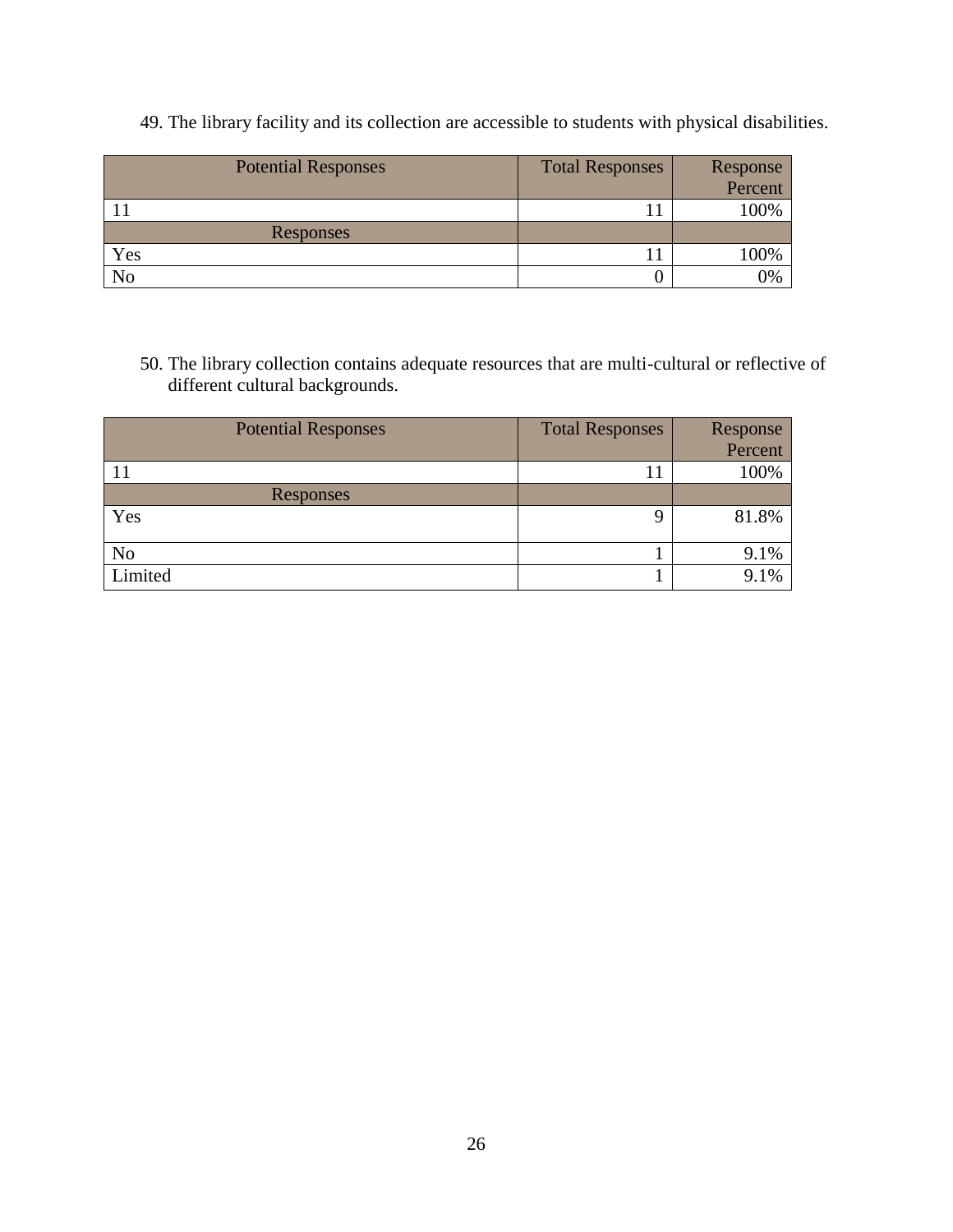49. The library facility and its collection are accessible to students with physical disabilities.

| Potential Responses | Total Responses | Response Percent |
|---|---|---|
| 11 | 11 | 100% |
| Responses | | |
| Yes | 11 | 100% |
| No | 0 | 0% |

50. The library collection contains adequate resources that are multi-cultural or reflective of different cultural backgrounds.

| Potential Responses | Total Responses | Response Percent |
|---|---|---|
| 11 | 11 | 100% |
| Responses | | |
| Yes | 9 | 81.8% |
| No | 1 | 9.1% |
| Limited | 1 | 9.1% |